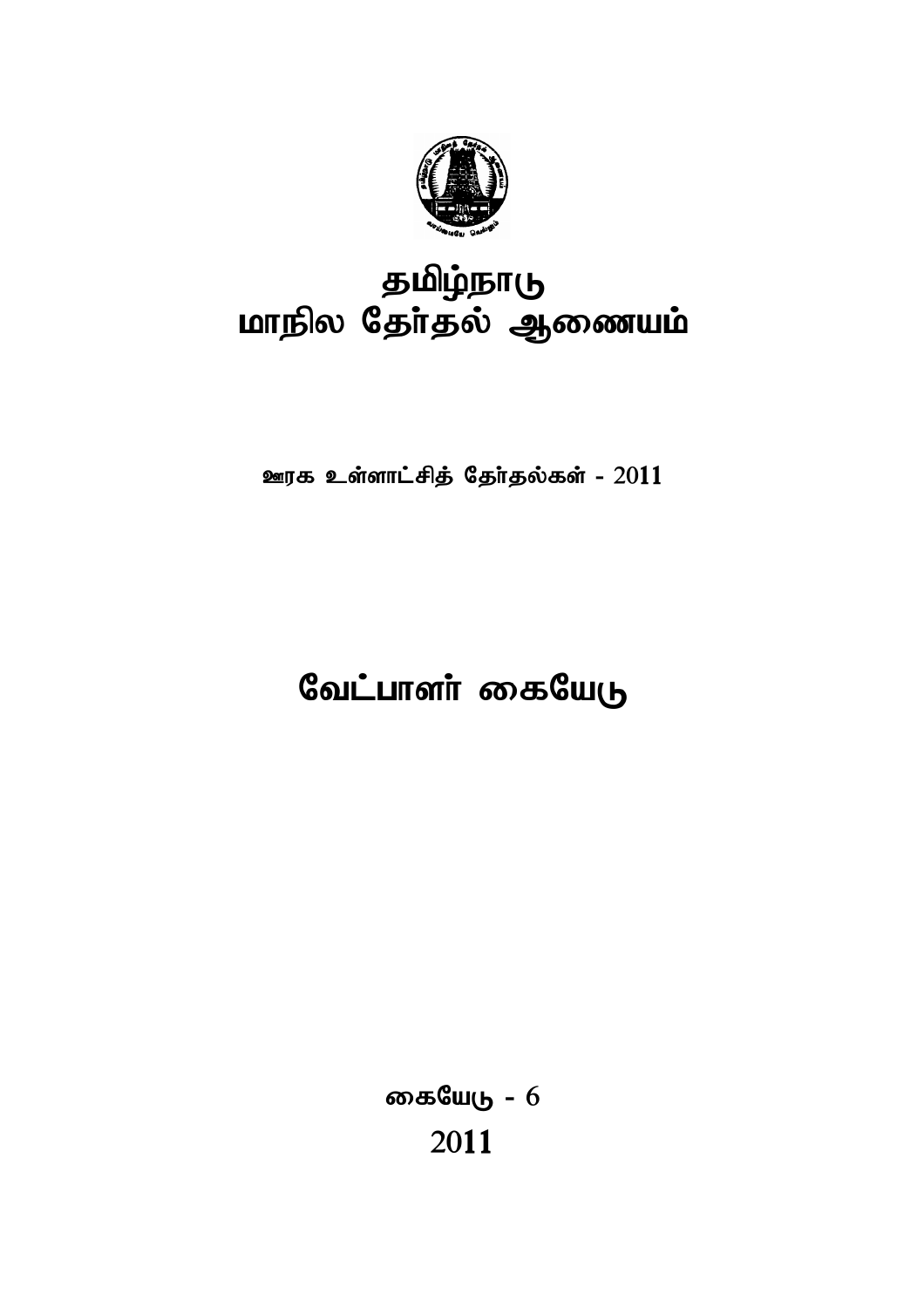# தமிழ்நாடு
# மாநில தேர்தல் ஆணையம்

**ஊரக உள்ளாட்சித் தேர்தல்கள் - 2011**

# வேட்பாளர் கையேடு

**கையேடு - 6**

**2011**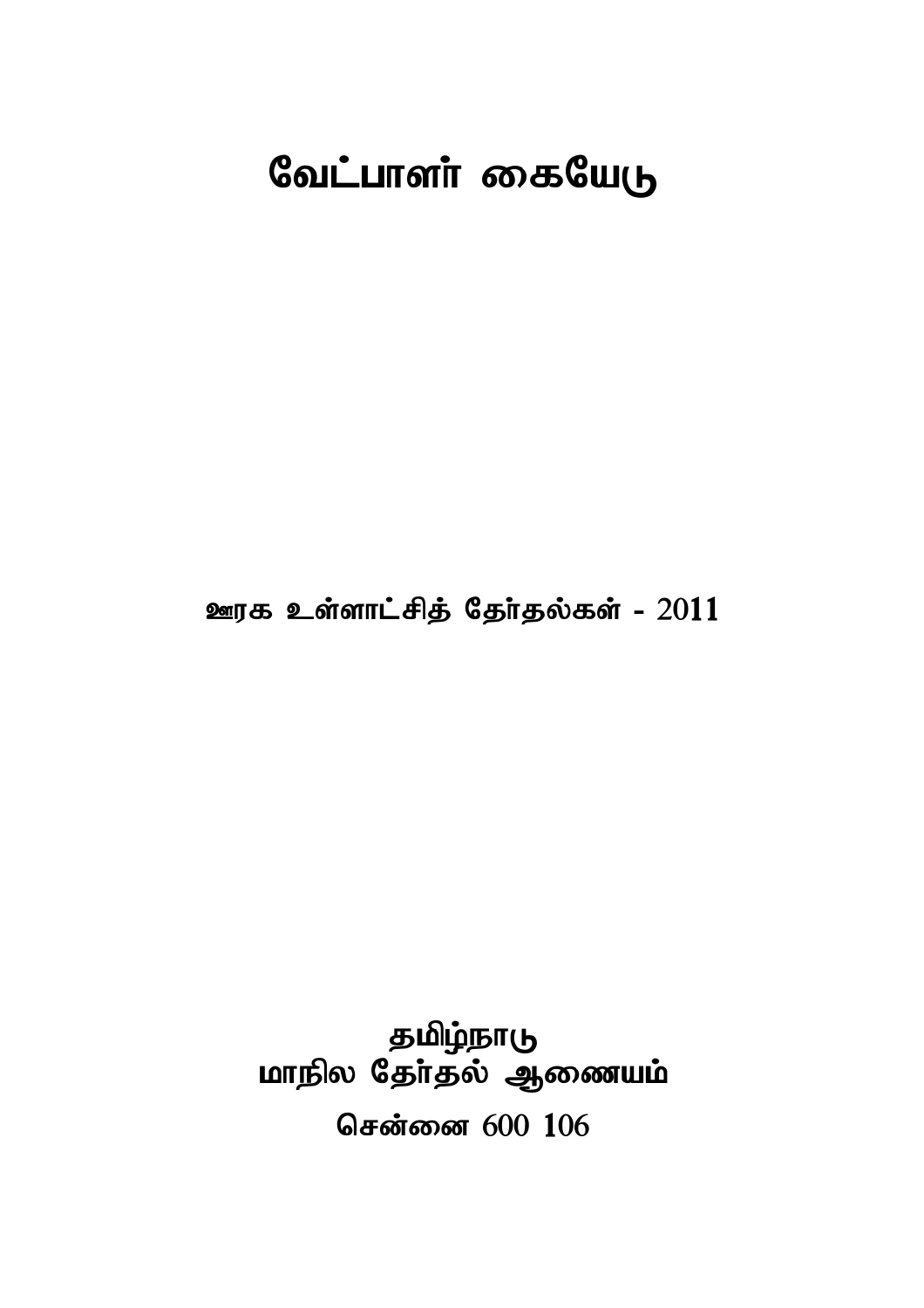# வேட்பாளர் கையேடு

**ஊரக உள்ளாட்சித் தேர்தல்கள் - 2011**

**தமிழ்நாடு**
**மாநில தேர்தல் ஆணையம்**

**சென்னை 600 106**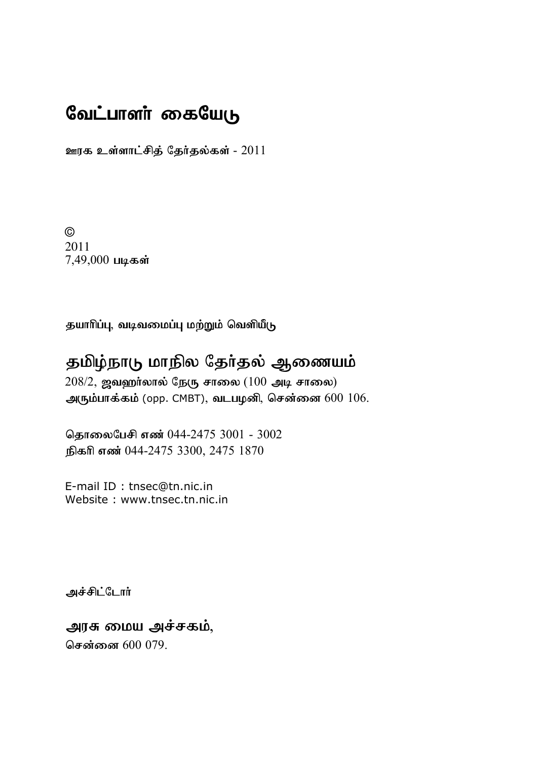# வேட்பாளர் கையேடு

**ஊரக உள்ளாட்சித் தேர்தல்கள்** - 2011

©
2011
7,49,000 **படிகள்**

**தயாரிப்பு, வடிவமைப்பு மற்றும் வெளியீடு**

## தமிழ்நாடு மாநில தேர்தல் ஆணையம்

208/2, **ஜவஹர்லால் நேரு சாலை** (100 **அடி சாலை**)
**அரும்பாக்கம்** (opp. CMBT), **வடபழனி, சென்னை** 600 106.

**தொலைபேசி எண்** 044-2475 3001 - 3002
**நிகரி எண்** 044-2475 3300, 2475 1870

E-mail ID : tnsec@tn.nic.in
Website : www.tnsec.tn.nic.in

**அச்சிட்டோர்**

**அரசு மைய அச்சகம்,**
**சென்னை** 600 079.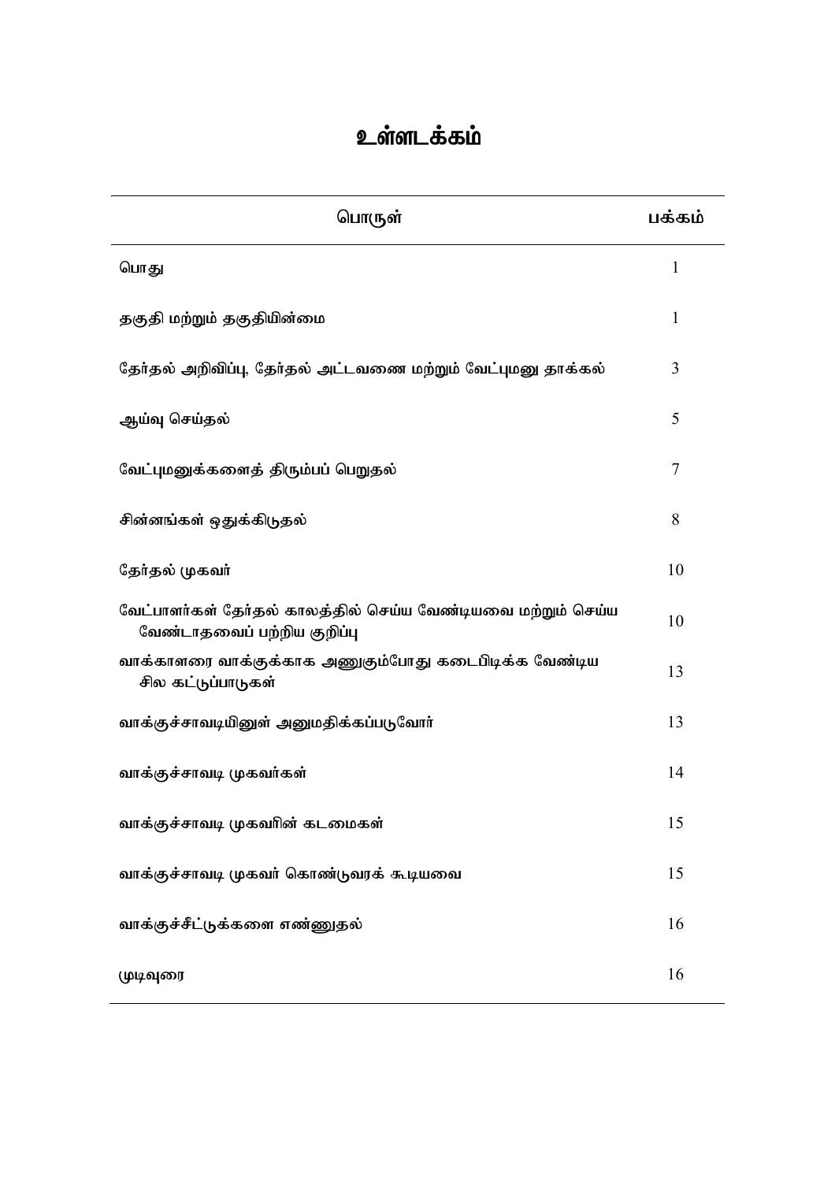# உள்ளடக்கம்

| பொருள் | பக்கம் |
|---|---|
| பொது | 1 |
| தகுதி மற்றும் தகுதியின்மை | 1 |
| தேர்தல் அறிவிப்பு, தேர்தல் அட்டவணை மற்றும் வேட்புமனு தாக்கல் | 3 |
| ஆய்வு செய்தல் | 5 |
| வேட்புமனுக்களைத் திரும்பப் பெறுதல் | 7 |
| சின்னங்கள் ஒதுக்கிடுதல் | 8 |
| தேர்தல் முகவர் | 10 |
| வேட்பாளர்கள் தேர்தல் காலத்தில் செய்ய வேண்டியவை மற்றும் செய்ய வேண்டாதவைப் பற்றிய குறிப்பு | 10 |
| வாக்காளரை வாக்குக்காக அணுகும்போது கடைபிடிக்க வேண்டிய சில கட்டுப்பாடுகள் | 13 |
| வாக்குச்சாவடியினுள் அனுமதிக்கப்படுவோர் | 13 |
| வாக்குச்சாவடி முகவர்கள் | 14 |
| வாக்குச்சாவடி முகவரின் கடமைகள் | 15 |
| வாக்குச்சாவடி முகவர் கொண்டுவரக் கூடியவை | 15 |
| வாக்குச்சீட்டுக்களை எண்ணுதல் | 16 |
| முடிவுரை | 16 |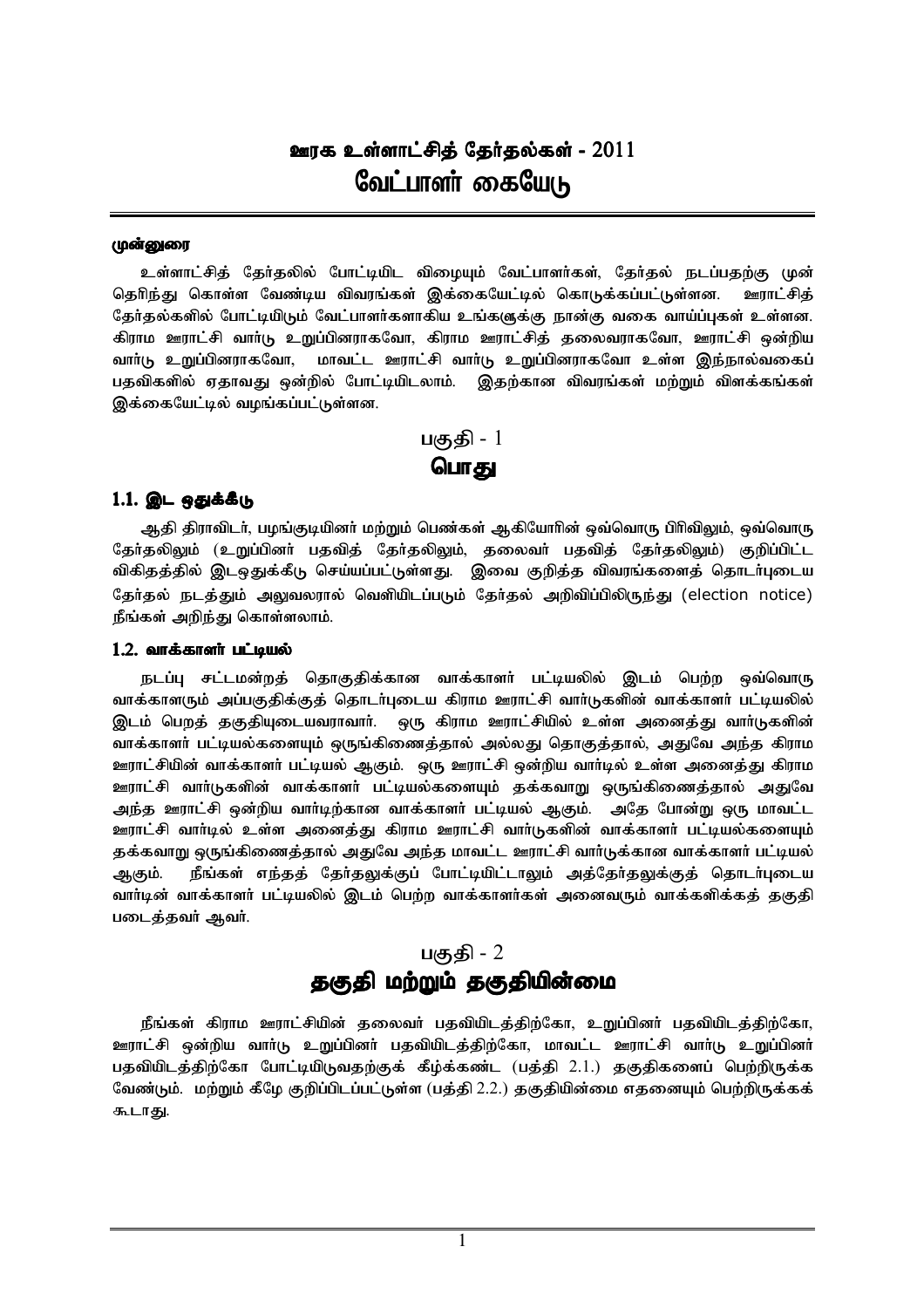# ஊரக உள்ளாட்சித் தேர்தல்கள் - 2011
# வேட்பாளர் கையேடு

**முன்னுரை**

உள்ளாட்சித் தேர்தலில் போட்டியிட விழையும் வேட்பாளர்கள், தேர்தல் நடப்பதற்கு முன் தெரிந்து கொள்ள வேண்டிய விவரங்கள் இக்கையேட்டில் கொடுக்கப்பட்டுள்ளன. ஊராட்சித் தேர்தல்களில் போட்டியிடும் வேட்பாளர்களாகிய உங்களுக்கு நான்கு வகை வாய்ப்புகள் உள்ளன. கிராம ஊராட்சி வார்டு உறுப்பினராகவோ, கிராம ஊராட்சித் தலைவராகவோ, ஊராட்சி ஒன்றிய வார்டு உறுப்பினராகவோ, மாவட்ட ஊராட்சி வார்டு உறுப்பினராகவோ உள்ள இந்நால்வகைப் பதவிகளில் ஏதாவது ஒன்றில் போட்டியிடலாம். இதற்கான விவரங்கள் மற்றும் விளக்கங்கள் இக்கையேட்டில் வழங்கப்பட்டுள்ளன.

## பகுதி - 1
## பொது

### 1.1. இட ஒதுக்கீடு

ஆதி திராவிடர், பழங்குடியினர் மற்றும் பெண்கள் ஆகியோரின் ஒவ்வொரு பிரிவிலும், ஒவ்வொரு தேர்தலிலும் (உறுப்பினர் பதவித் தேர்தலிலும், தலைவர் பதவித் தேர்தலிலும்) குறிப்பிட்ட விகிதத்தில் இடஒதுக்கீடு செய்யப்பட்டுள்ளது. இவை குறித்த விவரங்களைத் தொடர்புடைய தேர்தல் நடத்தும் அலுவலரால் வெளியிடப்படும் தேர்தல் அறிவிப்பிலிருந்து (election notice) நீங்கள் அறிந்து கொள்ளலாம்.

### 1.2. வாக்காளர் பட்டியல்

நடப்பு சட்டமன்றத் தொகுதிக்கான வாக்காளர் பட்டியலில் இடம் பெற்ற ஒவ்வொரு வாக்காளரும் அப்பகுதிக்குத் தொடர்புடைய கிராம ஊராட்சி வார்டுகளின் வாக்காளர் பட்டியலில் இடம் பெறத் தகுதியுடையவராவார். ஒரு கிராம ஊராட்சியில் உள்ள அனைத்து வார்டுகளின் வாக்காளர் பட்டியல்களையும் ஒருங்கிணைத்தால் அல்லது தொகுத்தால், அதுவே அந்த கிராம ஊராட்சியின் வாக்காளர் பட்டியல் ஆகும். ஒரு ஊராட்சி ஒன்றிய வார்டில் உள்ள அனைத்து கிராம ஊராட்சி வார்டுகளின் வாக்காளர் பட்டியல்களையும் தக்கவாறு ஒருங்கிணைத்தால் அதுவே அந்த ஊராட்சி ஒன்றிய வார்டிற்கான வாக்காளர் பட்டியல் ஆகும். அதே போன்று ஒரு மாவட்ட ஊராட்சி வார்டில் உள்ள அனைத்து கிராம ஊராட்சி வார்டுகளின் வாக்காளர் பட்டியல்களையும் தக்கவாறு ஒருங்கிணைத்தால் அதுவே அந்த மாவட்ட ஊராட்சி வார்டுக்கான வாக்காளர் பட்டியல் ஆகும். நீங்கள் எந்தத் தேர்தலுக்குப் போட்டியிட்டாலும் அத்தேர்தலுக்குத் தொடர்புடைய வார்டின் வாக்காளர் பட்டியலில் இடம் பெற்ற வாக்காளர்கள் அனைவரும் வாக்களிக்கத் தகுதி படைத்தவர் ஆவர்.

## பகுதி - 2
## தகுதி மற்றும் தகுதியின்மை

நீங்கள் கிராம ஊராட்சியின் தலைவர் பதவியிடத்திற்கோ, உறுப்பினர் பதவியிடத்திற்கோ, ஊராட்சி ஒன்றிய வார்டு உறுப்பினர் பதவியிடத்திற்கோ, மாவட்ட ஊராட்சி வார்டு உறுப்பினர் பதவியிடத்திற்கோ போட்டியிடுவதற்குக் கீழ்க்கண்ட (பத்தி 2.1.) தகுதிகளைப் பெற்றிருக்க வேண்டும். மற்றும் கீழே குறிப்பிடப்பட்டுள்ள (பத்தி 2.2.) தகுதியின்மை எதனையும் பெற்றிருக்கக் கூடாது.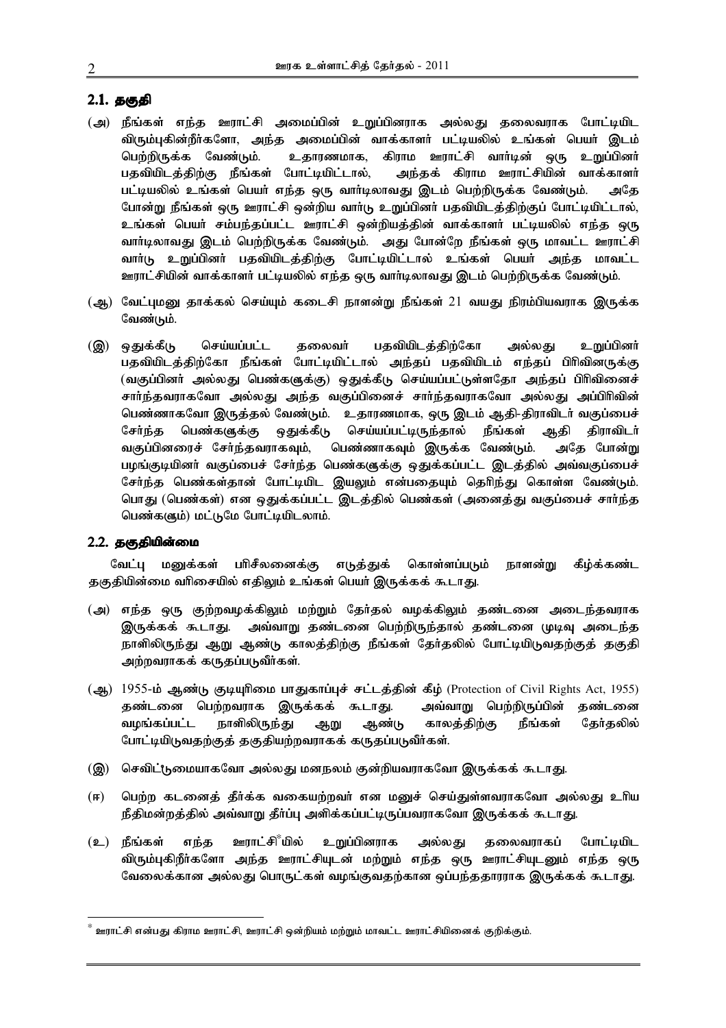## 2.1. தகுதி

(அ) நீங்கள் எந்த ஊராட்சி அமைப்பின் உறுப்பினராக அல்லது தலைவராக போட்டியிட விரும்புகின்றீர்களோ, அந்த அமைப்பின் வாக்காளர் பட்டியலில் உங்கள் இடம் பெற்றிருக்க வேண்டும். உதாரணமாக, கிராம ஊராட்சி வார்டின் ஒரு உறுப்பினர் பதவியிடத்திற்கு நீங்கள் போட்டியிட்டால், அந்தக் கிராம ஊராட்சியின் வாக்காளர் பட்டியலில் உங்கள் பெயர் எந்த ஒரு வார்டிலாவது இடம் பெற்றிருக்க வேண்டும். அதே போன்று நீங்கள் ஒரு ஊராட்சி ஒன்றிய வார்டு உறுப்பினர் பதவியிடத்திற்குப் போட்டியிட்டால், உங்கள் பெயர் சம்பந்தப்பட்ட ஊராட்சி ஒன்றியத்தின் வாக்காளர் பட்டியலில் எந்த ஒரு வார்டிலாவது இடம் பெற்றிருக்க வேண்டும். அது போன்றே நீங்கள் ஒரு மாவட்ட ஊராட்சி வார்டு உறுப்பினர் பதவியிடத்திற்கு போட்டியிட்டால் உங்கள் பெயர் அந்த மாவட்ட ஊராட்சியின் வாக்காளர் பட்டியலில் எந்த ஒரு வார்டிலாவது இடம் பெற்றிருக்க வேண்டும்.

(ஆ) வேட்புமனு தாக்கல் செய்யும் கடைசி நாளன்று நீங்கள் 21 வயது நிரம்பியவராக இருக்க வேண்டும்.

(இ) ஒதுக்கீடு செய்யப்பட்ட தலைவர் பதவியிடத்திற்கோ அல்லது உறுப்பினர் பதவியிடத்திற்கோ நீங்கள் போட்டியிட்டால் அந்தப் பதவியிடம் எந்தப் பிரிவினருக்கு (வகுப்பினர் அல்லது பெண்களுக்கு) ஒதுக்கீடு செய்யப்பட்டுள்ளதோ அந்தப் பிரிவினைச் சார்ந்தவராகவோ அல்லது அந்த வகுப்பினைச் சார்ந்தவராகவோ அல்லது அப்பிரிவின் பெண்ணாகவோ இருத்தல் வேண்டும். உதாரணமாக, ஒரு இடம் ஆதி-திராவிடர் வகுப்பைச் சேர்ந்த பெண்களுக்கு ஒதுக்கீடு செய்யப்பட்டிருந்தால் நீங்கள் ஆதி திராவிடர் வகுப்பினரைச் சேர்ந்தவராகவும், பெண்ணாகவும் இருக்க வேண்டும். அதே போன்று பழங்குடியினர் வகுப்பைச் சேர்ந்த பெண்களுக்கு ஒதுக்கப்பட்ட இடத்தில் அவ்வகுப்பைச் சேர்ந்த பெண்கள்தான் போட்டியிட இயலும் என்பதையும் தெரிந்து கொள்ள வேண்டும். பொது (பெண்கள்) என ஒதுக்கப்பட்ட இடத்தில் பெண்கள் (அனைத்து வகுப்பைச் சார்ந்த பெண்களும்) மட்டுமே போட்டியிடலாம்.

## 2.2. தகுதியின்மை

வேட்பு மனுக்கள் பரிசீலனைக்கு எடுத்துக் கொள்ளப்படும் நாளன்று கீழ்க்கண்ட தகுதியின்மை வரிசையில் எதிலும் உங்கள் பெயர் இருக்கக் கூடாது.

(அ) எந்த ஒரு குற்றவழக்கிலும் மற்றும் தேர்தல் வழக்கிலும் தண்டனை அடைந்தவராக இருக்கக் கூடாது. அவ்வாறு தண்டனை பெற்றிருந்தால் தண்டனை முடிவு அடைந்த நாளிலிருந்து ஆறு ஆண்டு காலத்திற்கு நீங்கள் தேர்தலில் போட்டியிடுவதற்குத் தகுதி அற்றவராகக் கருதப்படுவீர்கள்.

(ஆ) 1955-ம் ஆண்டு குடியுரிமை பாதுகாப்புச் சட்டத்தின் கீழ் (Protection of Civil Rights Act, 1955) தண்டனை பெற்றவராக இருக்கக் கூடாது. அவ்வாறு பெற்றிருப்பின் தண்டனை வழங்கப்பட்ட நாளிலிருந்து ஆறு ஆண்டு காலத்திற்கு நீங்கள் தேர்தலில் போட்டியிடுவதற்குத் தகுதியற்றவராகக் கருதப்படுவீர்கள்.

(இ) செவிட்டுமையாகவோ அல்லது மனநலம் குன்றியவராகவோ இருக்கக் கூடாது.

(ஈ) பெற்ற கடனைத் தீர்க்க வகையற்றவர் என மனுச் செய்துள்ளவராகவோ அல்லது உரிய நீதிமன்றத்தில் அவ்வாறு தீர்ப்பு அளிக்கப்பட்டிருப்பவராகவோ இருக்கக் கூடாது.

(உ) நீங்கள் எந்த ஊராட்சி*யில் உறுப்பினராக அல்லது தலைவராகப் போட்டியிட விரும்புகிறீர்களோ அந்த ஊராட்சியுடன் மற்றும் எந்த ஒரு ஊராட்சியுடனும் எந்த ஒரு வேலைக்கான அல்லது பொருட்கள் வழங்குவதற்கான ஒப்பந்ததாரராக இருக்கக் கூடாது.

---

* ஊராட்சி என்பது கிராம ஊராட்சி, ஊராட்சி ஒன்றியம் மற்றும் மாவட்ட ஊராட்சியினைக் குறிக்கும்.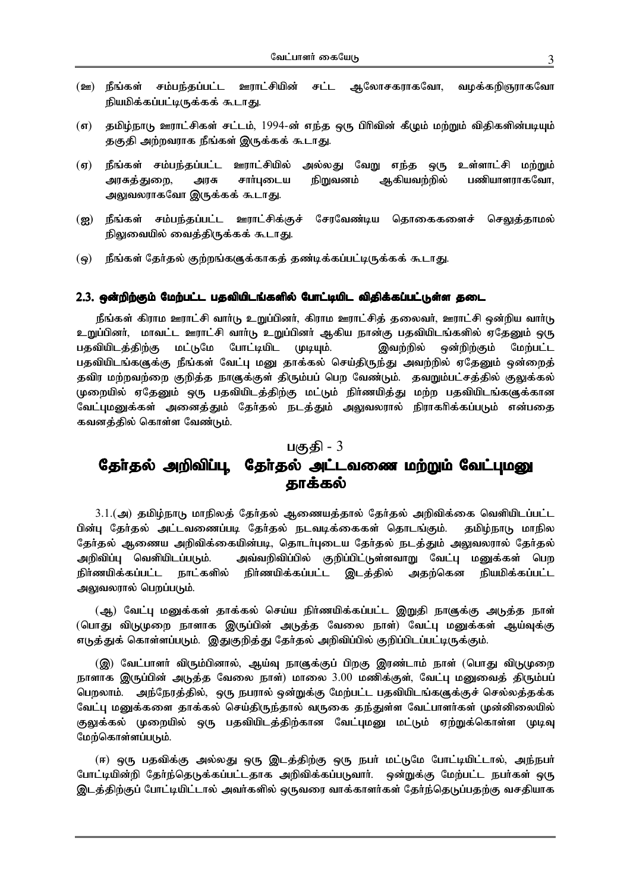(ஊ) நீங்கள் சம்பந்தப்பட்ட ஊராட்சியின் சட்ட ஆலோசகராகவோ, வழக்கறிஞராகவோ நியமிக்கப்பட்டிருக்கக் கூடாது.

(எ) தமிழ்நாடு ஊராட்சிகள் சட்டம், 1994-ன் எந்த ஒரு பிரிவின் கீழும் மற்றும் விதிகளின்படியும் தகுதி அற்றவராக நீங்கள் இருக்கக் கூடாது.

(ஏ) நீங்கள் சம்பந்தப்பட்ட ஊராட்சியில் அல்லது வேறு எந்த ஒரு உள்ளாட்சி மற்றும் அரசுத்துறை, அரசு சார்புடைய நிறுவனம் ஆகியவற்றில் பணியாளராகவோ, அலுவலராகவோ இருக்கக் கூடாது.

(ஐ) நீங்கள் சம்பந்தப்பட்ட ஊராட்சிக்குச் சேரவேண்டிய தொகைகளைச் செலுத்தாமல் நிலுவையில் வைத்திருக்கக் கூடாது.

(ஒ) நீங்கள் தேர்தல் குற்றங்களுக்காகத் தண்டிக்கப்பட்டிருக்கக் கூடாது.

### 2.3. ஒன்றிற்கும் மேற்பட்ட பதவியிடங்களில் போட்டியிட விதிக்கப்பட்டுள்ள தடை

நீங்கள் கிராம ஊராட்சி வார்டு உறுப்பினர், கிராம ஊராட்சித் தலைவர், ஊராட்சி ஒன்றிய வார்டு உறுப்பினர், மாவட்ட ஊராட்சி வார்டு உறுப்பினர் ஆகிய நான்கு பதவியிடங்களில் ஏதேனும் ஒரு பதவியிடத்திற்கு மட்டுமே போட்டியிட முடியும். இவற்றில் ஒன்றிற்கும் மேற்பட்ட பதவியிடங்களுக்கு நீங்கள் வேட்பு மனு தாக்கல் செய்திருந்து அவற்றில் ஏதேனும் ஒன்றைத் தவிர மற்றவற்றை குறித்த நாளுக்குள் திரும்பப் பெற வேண்டும். தவறும்பட்சத்தில் குலுக்கல் முறையில் ஏதேனும் ஒரு பதவியிடத்திற்கு மட்டும் நிர்ணயித்து மற்ற பதவியிடங்களுக்கான வேட்புமனுக்கள் அனைத்தும் தேர்தல் நடத்தும் அலுவலரால் நிராகரிக்கப்படும் என்பதை கவனத்தில் கொள்ள வேண்டும்.

## பகுதி - 3
## தேர்தல் அறிவிப்பு, தேர்தல் அட்டவணை மற்றும் வேட்புமனு தாக்கல்

3.1.(அ) தமிழ்நாடு மாநிலத் தேர்தல் ஆணையத்தால் தேர்தல் அறிவிக்கை வெளியிடப்பட்ட பின்பு தேர்தல் அட்டவணைப்படி தேர்தல் நடவடிக்கைகள் தொடங்கும். தமிழ்நாடு மாநில தேர்தல் ஆணைய அறிவிக்கையின்படி, தொடர்புடைய தேர்தல் நடத்தும் அலுவலரால் தேர்தல் அறிவிப்பு வெளியிடப்படும். அவ்வறிவிப்பில் குறிப்பிட்டுள்ளவாறு வேட்பு மனுக்கள் பெற நிர்ணயிக்கப்பட்ட நாட்களில் நிர்ணயிக்கப்பட்ட இடத்தில் அதற்கென நியமிக்கப்பட்ட அலுவலரால் பெறப்படும்.

(ஆ) வேட்பு மனுக்கள் தாக்கல் செய்ய நிர்ணயிக்கப்பட்ட இறுதி நாளுக்கு அடுத்த நாள் (பொது விடுமுறை நாளாக இருப்பின் அடுத்த வேலை நாள்) வேட்பு மனுக்கள் ஆய்வுக்கு எடுத்துக் கொள்ளப்படும். இதுகுறித்து தேர்தல் அறிவிப்பில் குறிப்பிடப்பட்டிருக்கும்.

(இ) வேட்பாளர் விரும்பினால், ஆய்வு நாளுக்குப் பிறகு இரண்டாம் நாள் (பொது விடுமுறை நாளாக இருப்பின் அடுத்த வேலை நாள்) மாலை 3.00 மணிக்குள், வேட்பு மனுவைத் திரும்பப் பெறலாம். அந்நேரத்தில், ஒரு நபரால் ஒன்றுக்கு மேற்பட்ட பதவியிடங்களுக்குச் செல்லத்தக்க வேட்பு மனுக்களை தாக்கல் செய்திருந்தால் வருகை தந்துள்ள வேட்பாளர்கள் முன்னிலையில் குலுக்கல் முறையில் ஒரு பதவியிடத்திற்கான வேட்புமனு மட்டும் ஏற்றுக்கொள்ள முடிவு மேற்கொள்ளப்படும்.

(ஈ) ஒரு பதவிக்கு அல்லது ஒரு இடத்திற்கு ஒரு நபர் மட்டுமே போட்டியிட்டால், அந்நபர் போட்டியின்றி தேர்ந்தெடுக்கப்பட்டதாக அறிவிக்கப்படுவார். ஒன்றுக்கு மேற்பட்ட நபர்கள் ஒரு இடத்திற்குப் போட்டியிட்டால் அவர்களில் ஒருவரை வாக்காளர்கள் தேர்ந்தெடுப்பதற்கு வசதியாக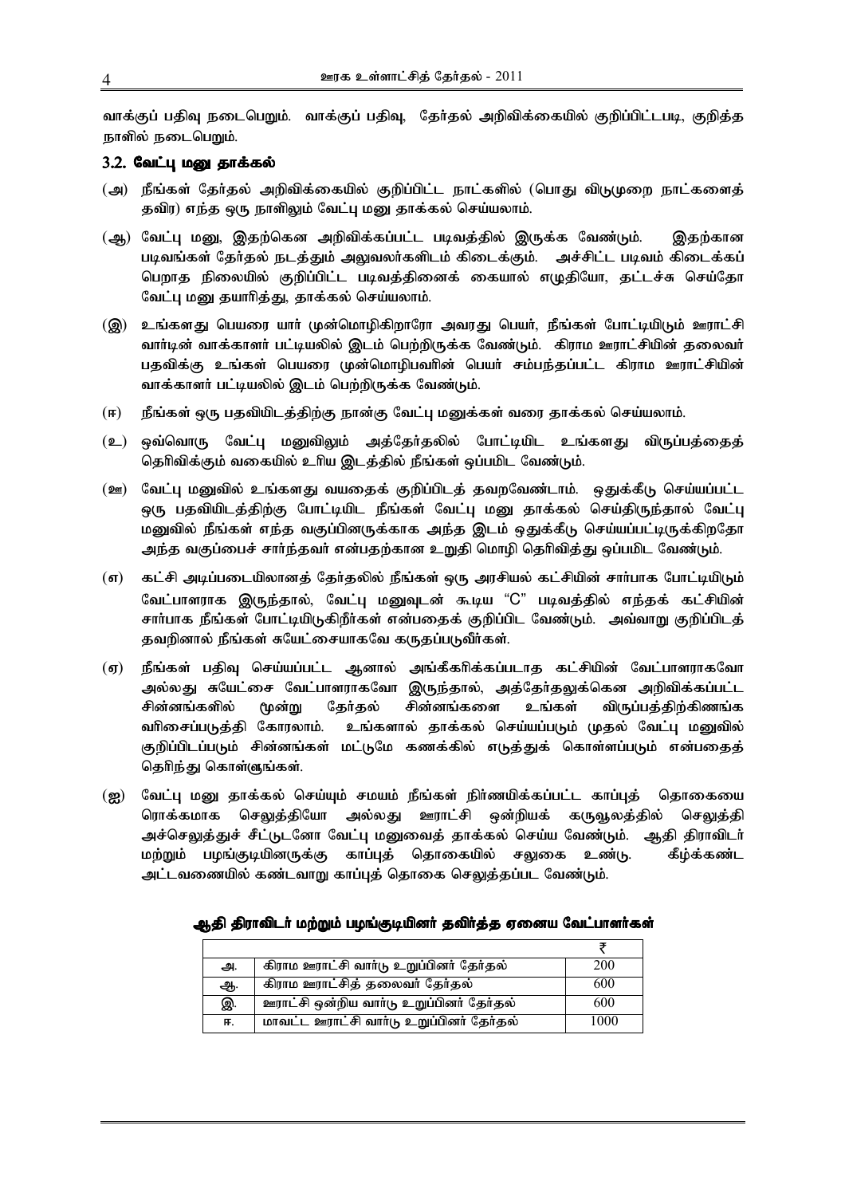வாக்குப் பதிவு நடைபெறும். வாக்குப் பதிவு, தேர்தல் அறிவிக்கையில் குறிப்பிட்டபடி, குறித்த நாளில் நடைபெறும்.

### 3.2. வேட்பு மனு தாக்கல்

(அ) நீங்கள் தேர்தல் அறிவிக்கையில் குறிப்பிட்ட நாட்களில் (பொது விடுமுறை நாட்களைத் தவிர) எந்த ஒரு நாளிலும் வேட்பு மனு தாக்கல் செய்யலாம்.

(ஆ) வேட்பு மனு, இதற்கென அறிவிக்கப்பட்ட படிவத்தில் இருக்க வேண்டும். இதற்கான படிவங்கள் தேர்தல் நடத்தும் அலுவலர்களிடம் கிடைக்கும். அச்சிட்ட படிவம் கிடைக்கப் பெறாத நிலையில் குறிப்பிட்ட படிவத்தினைக் கையால் எழுதியோ, தட்டச்சு செய்தோ வேட்பு மனு தயாரித்து, தாக்கல் செய்யலாம்.

(இ) உங்களது பெயரை யார் முன்மொழிகிறாரோ அவரது பெயர், நீங்கள் போட்டியிடும் ஊராட்சி வார்டின் வாக்காளர் பட்டியலில் இடம் பெற்றிருக்க வேண்டும். கிராம ஊராட்சியின் தலைவர் பதவிக்கு உங்கள் பெயரை முன்மொழிபவரின் பெயர் சம்பந்தப்பட்ட கிராம ஊராட்சியின் வாக்காளர் பட்டியலில் இடம் பெற்றிருக்க வேண்டும்.

(ஈ) நீங்கள் ஒரு பதவியிடத்திற்கு நான்கு வேட்பு மனுக்கள் வரை தாக்கல் செய்யலாம்.

(உ) ஒவ்வொரு வேட்பு மனுவிலும் அத்தேர்தலில் போட்டியிட உங்களது விருப்பத்தைத் தெரிவிக்கும் வகையில் உரிய இடத்தில் நீங்கள் ஒப்பமிட வேண்டும்.

(ஊ) வேட்பு மனுவில் உங்களது வயதைக் குறிப்பிடத் தவறவேண்டாம். ஒதுக்கீடு செய்யப்பட்ட ஒரு பதவியிடத்திற்கு போட்டியிட நீங்கள் வேட்பு மனு தாக்கல் செய்திருந்தால் வேட்பு மனுவில் நீங்கள் எந்த வகுப்பினருக்காக அந்த இடம் ஒதுக்கீடு செய்யப்பட்டிருக்கிறதோ அந்த வகுப்பைச் சார்ந்தவர் என்பதற்கான உறுதி மொழி தெரிவித்து ஒப்பமிட வேண்டும்.

(எ) கட்சி அடிப்படையிலானத் தேர்தலில் நீங்கள் ஒரு அரசியல் கட்சியின் சார்பாக போட்டியிடும் வேட்பாளராக இருந்தால், வேட்பு மனுவுடன் கூடிய "C" படிவத்தில் எந்தக் கட்சியின் சார்பாக நீங்கள் போட்டியிடுகிறீர்கள் என்பதைக் குறிப்பிட வேண்டும். அவ்வாறு குறிப்பிடத் தவறினால் நீங்கள் சுயேட்சையாகவே கருதப்படுவீர்கள்.

(ஏ) நீங்கள் பதிவு செய்யப்பட்ட ஆனால் அங்கீகரிக்கப்படாத கட்சியின் வேட்பாளராகவோ அல்லது சுயேட்சை வேட்பாளராகவோ இருந்தால், அத்தேர்தலுக்கென அறிவிக்கப்பட்ட சின்னங்களில் மூன்று தேர்தல் சின்னங்களை உங்கள் விருப்பத்திற்கிணங்க வரிசைப்படுத்தி கோரலாம். உங்களால் தாக்கல் செய்யப்படும் முதல் வேட்பு மனுவில் குறிப்பிடப்படும் சின்னங்கள் மட்டுமே கணக்கில் எடுத்துக் கொள்ளப்படும் என்பதைத் தெரிந்து கொள்ளுங்கள்.

(ஐ) வேட்பு மனு தாக்கல் செய்யும் சமயம் நீங்கள் நிர்ணயிக்கப்பட்ட காப்புத் தொகையை ரொக்கமாக செலுத்தியோ அல்லது ஊராட்சி ஒன்றியக் கருவூலத்தில் செலுத்தி அச்செலுத்துச் சீட்டுடனோ வேட்பு மனுவைத் தாக்கல் செய்ய வேண்டும். ஆதி திராவிடர் மற்றும் பழங்குடியினருக்கு காப்புத் தொகையில் சலுகை உண்டு. கீழ்க்கண்ட அட்டவணையில் கண்டவாறு காப்புத் தொகை செலுத்தப்பட வேண்டும்.

**ஆதி திராவிடர் மற்றும் பழங்குடியினர் தவிர்த்த ஏனைய வேட்பாளர்கள்**

| | | ₹ |
|---|---|---|
| அ. | கிராம ஊராட்சி வார்டு உறுப்பினர் தேர்தல் | 200 |
| ஆ. | கிராம ஊராட்சித் தலைவர் தேர்தல் | 600 |
| இ. | ஊராட்சி ஒன்றிய வார்டு உறுப்பினர் தேர்தல் | 600 |
| ஈ. | மாவட்ட ஊராட்சி வார்டு உறுப்பினர் தேர்தல் | 1000 |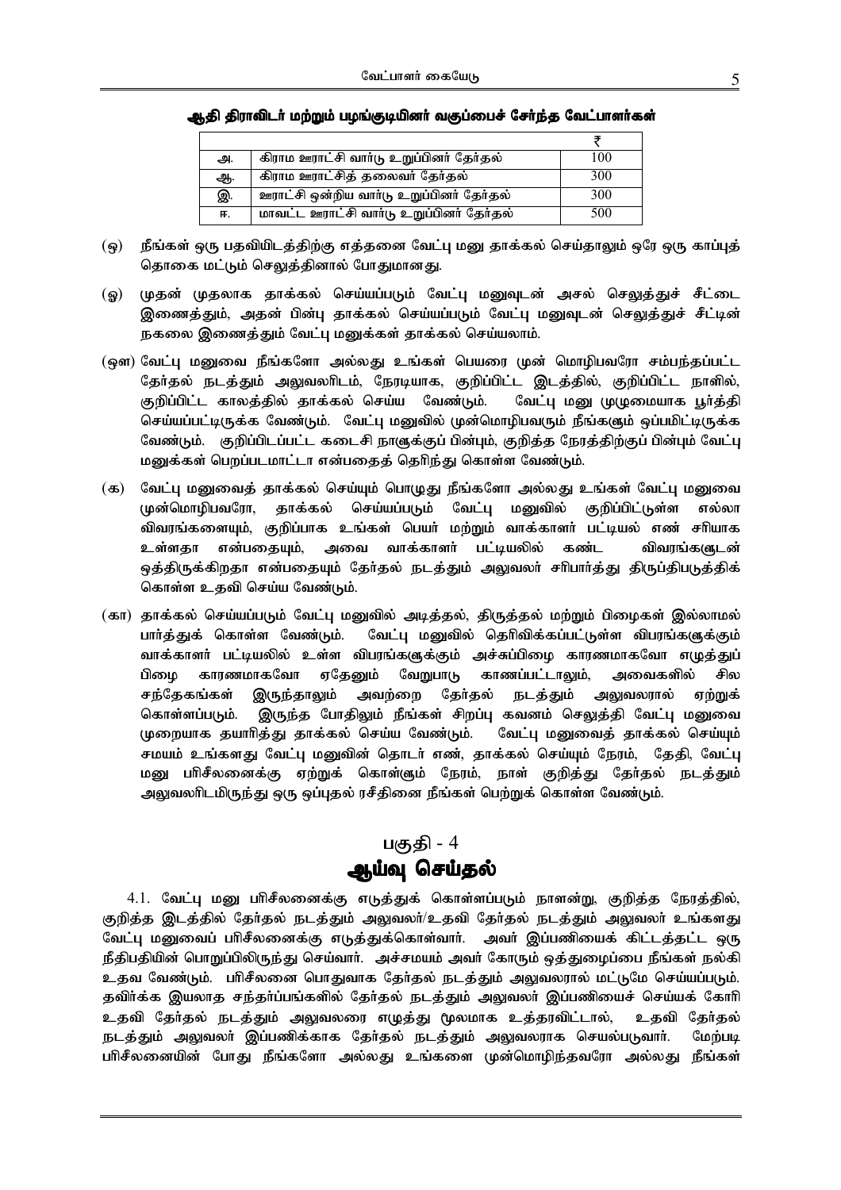**ஆதி திராவிடர் மற்றும் பழங்குடியினர் வகுப்பைச் சேர்ந்த வேட்பாளர்கள்**

| | | ₹ |
|---|---|---|
| அ. | கிராம ஊராட்சி வார்டு உறுப்பினர் தேர்தல் | 100 |
| ஆ. | கிராம ஊராட்சித் தலைவர் தேர்தல் | 300 |
| இ. | ஊராட்சி ஒன்றிய வார்டு உறுப்பினர் தேர்தல் | 300 |
| ஈ. | மாவட்ட ஊராட்சி வார்டு உறுப்பினர் தேர்தல் | 500 |

(ஒ) நீங்கள் ஒரு பதவியிடத்திற்கு எத்தனை வேட்பு மனு தாக்கல் செய்தாலும் ஒரே ஒரு காப்புத் தொகை மட்டும் செலுத்தினால் போதுமானது.

(ஓ) முதன் முதலாக தாக்கல் செய்யப்படும் வேட்பு மனுவுடன் அசல் செலுத்துச் சீட்டை இணைத்தும், அதன் பின்பு தாக்கல் செய்யப்படும் வேட்பு மனுவுடன் செலுத்துச் சீட்டின் நகலை இணைத்தும் வேட்பு மனுக்கள் தாக்கல் செய்யலாம்.

(ஔ) வேட்பு மனுவை நீங்களோ அல்லது உங்கள் பெயரை முன் மொழிபவரோ சம்பந்தப்பட்ட தேர்தல் நடத்தும் அலுவலரிடம், நேரடியாக, குறிப்பிட்ட இடத்தில், குறிப்பிட்ட நாளில், குறிப்பிட்ட காலத்தில் தாக்கல் செய்ய வேண்டும். வேட்பு மனு முழுமையாக பூர்த்தி செய்யப்பட்டிருக்க வேண்டும். வேட்பு மனுவில் முன்மொழிபவரும் நீங்களும் ஒப்பமிட்டிருக்க வேண்டும். குறிப்பிடப்பட்ட கடைசி நாளுக்குப் பின்பும், குறித்த நேரத்திற்குப் பின்பும் வேட்பு மனுக்கள் பெறப்படமாட்டா என்பதைத் தெரிந்து கொள்ள வேண்டும்.

(க) வேட்பு மனுவைத் தாக்கல் செய்யும் பொழுது நீங்களோ அல்லது உங்கள் வேட்பு மனுவை முன்மொழிபவரோ, தாக்கல் செய்யப்படும் வேட்பு மனுவில் குறிப்பிட்டுள்ள எல்லா விவரங்களையும், குறிப்பாக உங்கள் பெயர் மற்றும் வாக்காளர் பட்டியல் எண் சரியாக உள்ளதா என்பதையும், அவை வாக்காளர் பட்டியலில் கண்ட விவரங்களுடன் ஒத்திருக்கிறதா என்பதையும் தேர்தல் நடத்தும் அலுவலர் சரிபார்த்து திருப்திபடுத்திக் கொள்ள உதவி செய்ய வேண்டும்.

(கா) தாக்கல் செய்யப்படும் வேட்பு மனுவில் அடித்தல், திருத்தல் மற்றும் பிழைகள் இல்லாமல் பார்த்துக் கொள்ள வேண்டும். வேட்பு மனுவில் தெரிவிக்கப்பட்டுள்ள விபரங்களுக்கும் வாக்காளர் பட்டியலில் உள்ள விபரங்களுக்கும் அச்சுப்பிழை காரணமாகவோ எழுத்துப் பிழை காரணமாகவோ ஏதேனும் வேறுபாடு காணப்பட்டாலும், அவைகளில் சில சந்தேகங்கள் இருந்தாலும் அவற்றை தேர்தல் நடத்தும் அலுவலரால் ஏற்றுக் கொள்ளப்படும். இருந்த போதிலும் நீங்கள் சிறப்பு கவனம் செலுத்தி வேட்பு மனுவை முறையாக தயாரித்து தாக்கல் செய்ய வேண்டும். வேட்பு மனுவைத் தாக்கல் செய்யும் சமயம் உங்களது வேட்பு மனுவின் தொடர் எண், தாக்கல் செய்யும் நேரம், தேதி, வேட்பு மனு பரிசீலனைக்கு ஏற்றுக் கொள்ளும் நேரம், நாள் குறித்து தேர்தல் நடத்தும் அலுவலரிடமிருந்து ஒரு ஒப்புதல் ரசீதினை நீங்கள் பெற்றுக் கொள்ள வேண்டும்.

## பகுதி - 4
## ஆய்வு செய்தல்

4.1. வேட்பு மனு பரிசீலனைக்கு எடுத்துக் கொள்ளப்படும் நாளன்று, குறித்த நேரத்தில், குறித்த இடத்தில் தேர்தல் நடத்தும் அலுவலர்/உதவி தேர்தல் நடத்தும் அலுவலர் உங்களது வேட்பு மனுவைப் பரிசீலனைக்கு எடுத்துக்கொள்வார். அவர் இப்பணியைக் கிட்டத்தட்ட ஒரு நீதிபதியின் பொறுப்பிலிருந்து செய்வார். அச்சமயம் அவர் கோரும் ஒத்துழைப்பை நீங்கள் நல்கி உதவ வேண்டும். பரிசீலனை பொதுவாக தேர்தல் நடத்தும் அலுவலரால் மட்டுமே செய்யப்படும். தவிர்க்க இயலாத சந்தர்ப்பங்களில் தேர்தல் நடத்தும் அலுவலர் இப்பணியைச் செய்யக் கோரி உதவி தேர்தல் நடத்தும் அலுவலரை எழுத்து மூலமாக உத்தரவிட்டால், உதவி தேர்தல் நடத்தும் அலுவலர் இப்பணிக்காக தேர்தல் நடத்தும் அலுவலராக செயல்படுவார். மேற்படி பரிசீலனையின் போது நீங்களோ அல்லது உங்களை முன்மொழிந்தவரோ அல்லது நீங்கள்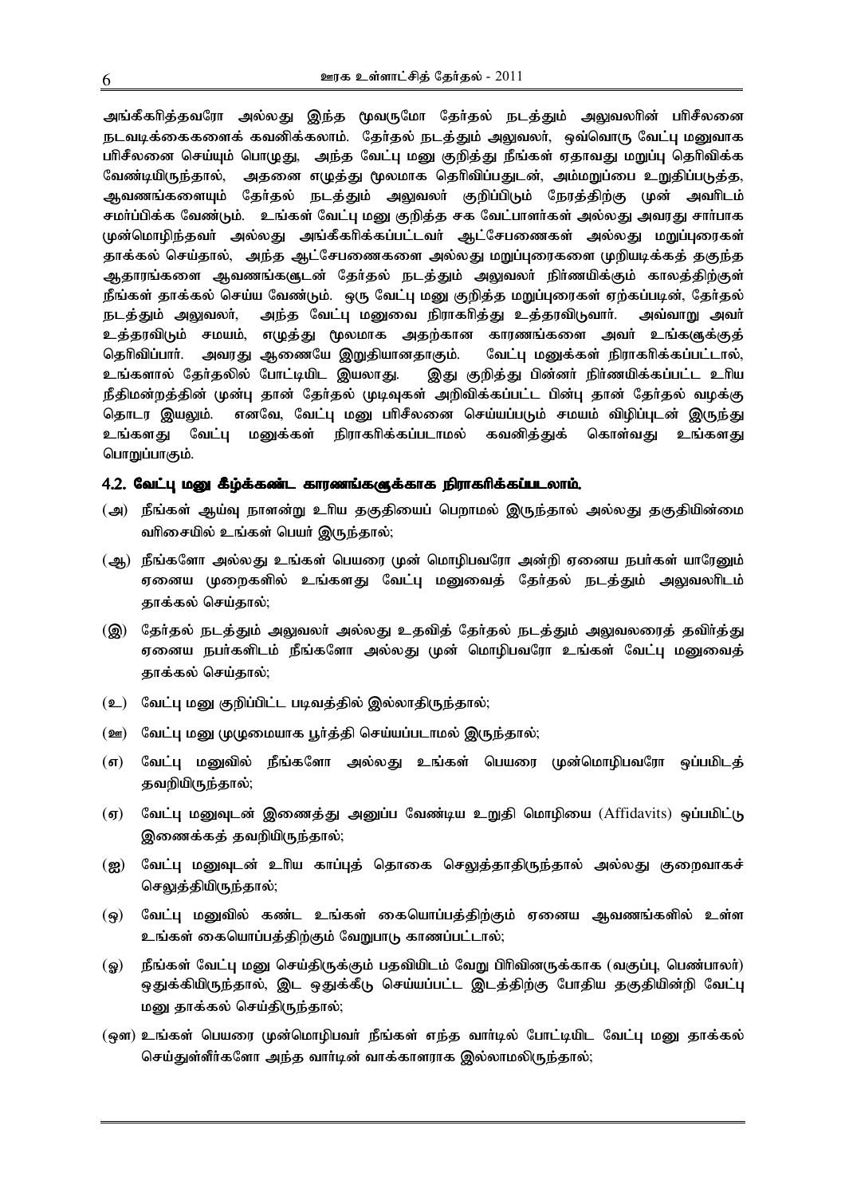அங்கீகரித்தவரோ அல்லது இந்த மூவருமோ தேர்தல் நடத்தும் அலுவலரின் பரிசீலனை நடவடிக்கைகளைக் கவனிக்கலாம். தேர்தல் நடத்தும் அலுவலர், ஒவ்வொரு வேட்பு மனுவாக பரிசீலனை செய்யும் பொழுது, அந்த வேட்பு மனு குறித்து நீங்கள் ஏதாவது மறுப்பு தெரிவிக்க வேண்டியிருந்தால், அதனை எழுத்து மூலமாக தெரிவிப்பதுடன், அம்மறுப்பை உறுதிப்படுத்த, ஆவணங்களையும் தேர்தல் நடத்தும் அலுவலர் குறிப்பிடும் நேரத்திற்கு முன் அவரிடம் சமர்ப்பிக்க வேண்டும். உங்கள் வேட்பு மனு குறித்த சக வேட்பாளர்கள் அல்லது அவரது சார்பாக முன்மொழிந்தவர் அல்லது அங்கீகரிக்கப்பட்டவர் ஆட்சேபணைகள் அல்லது மறுப்புரைகள் தாக்கல் செய்தால், அந்த ஆட்சேபணைகளை அல்லது மறுப்புரைகளை முறியடிக்கத் தகுந்த ஆதாரங்களை ஆவணங்களுடன் தேர்தல் நடத்தும் அலுவலர் நிர்ணயிக்கும் காலத்திற்குள் நீங்கள் தாக்கல் செய்ய வேண்டும். ஒரு வேட்பு மனு குறித்த மறுப்புரைகள் ஏற்கப்படின், தேர்தல் நடத்தும் அலுவலர், அந்த வேட்பு மனுவை நிராகரித்து உத்தரவிடுவார். அவ்வாறு அவர் உத்தரவிடும் சமயம், எழுத்து மூலமாக அதற்கான காரணங்களை அவர் உங்களுக்குத் தெரிவிப்பார். அவரது ஆணையே இறுதியானதாகும். வேட்பு மனுக்கள் நிராகரிக்கப்பட்டால், உங்களால் தேர்தலில் போட்டியிட இயலாது. இது குறித்து பின்னர் நிர்ணயிக்கப்பட்ட உரிய நீதிமன்றத்தின் முன்பு தான் தேர்தல் முடிவுகள் அறிவிக்கப்பட்ட பின்பு தான் தேர்தல் வழக்கு தொடர இயலும். எனவே, வேட்பு மனு பரிசீலனை செய்யப்படும் சமயம் விழிப்புடன் இருந்து உங்களது வேட்பு மனுக்கள் நிராகரிக்கப்படாமல் கவனித்துக் கொள்வது உங்களது பொறுப்பாகும்.

### 4.2. வேட்பு மனு கீழ்க்கண்ட காரணங்களுக்காக நிராகரிக்கப்படலாம்.

(அ) நீங்கள் ஆய்வு நாளன்று உரிய தகுதியைப் பெறாமல் இருந்தால் அல்லது தகுதியின்மை வரிசையில் உங்கள் பெயர் இருந்தால்;

(ஆ) நீங்களோ அல்லது உங்கள் பெயரை முன் மொழிபவரோ அன்றி ஏனைய நபர்கள் யாரேனும் ஏனைய முறைகளில் உங்களது வேட்பு மனுவைத் தேர்தல் நடத்தும் அலுவலரிடம் தாக்கல் செய்தால்;

(இ) தேர்தல் நடத்தும் அலுவலர் அல்லது உதவித் தேர்தல் நடத்தும் அலுவலரைத் தவிர்த்து ஏனைய நபர்களிடம் நீங்களோ அல்லது முன் மொழிபவரோ உங்கள் வேட்பு மனுவைத் தாக்கல் செய்தால்;

(உ) வேட்பு மனு குறிப்பிட்ட படிவத்தில் இல்லாதிருந்தால்;

(ஊ) வேட்பு மனு முழுமையாக பூர்த்தி செய்யப்படாமல் இருந்தால்;

(எ) வேட்பு மனுவில் நீங்களோ அல்லது உங்கள் பெயரை முன்மொழிபவரோ ஒப்பமிடத் தவறியிருந்தால்;

(ஏ) வேட்பு மனுவுடன் இணைத்து அனுப்ப வேண்டிய உறுதி மொழியை (Affidavits) ஒப்பமிட்டு இணைக்கத் தவறியிருந்தால்;

(ஐ) வேட்பு மனுவுடன் உரிய காப்புத் தொகை செலுத்தாதிருந்தால் அல்லது குறைவாகச் செலுத்தியிருந்தால்;

(ஒ) வேட்பு மனுவில் கண்ட உங்கள் கையொப்பத்திற்கும் ஏனைய ஆவணங்களில் உள்ள உங்கள் கையொப்பத்திற்கும் வேறுபாடு காணப்பட்டால்;

(ஓ) நீங்கள் வேட்பு மனு செய்திருக்கும் பதவியிடம் வேறு பிரிவினருக்காக (வகுப்பு, பெண்பாலர்) ஒதுக்கியிருந்தால், இட ஒதுக்கீடு செய்யப்பட்ட இடத்திற்கு போதிய தகுதியின்றி வேட்பு மனு தாக்கல் செய்திருந்தால்;

(ஔ) உங்கள் பெயரை முன்மொழிபவர் நீங்கள் எந்த வார்டில் போட்டியிட வேட்பு மனு தாக்கல் செய்துள்ளீர்களோ அந்த வார்டின் வாக்காளராக இல்லாமலிருந்தால்;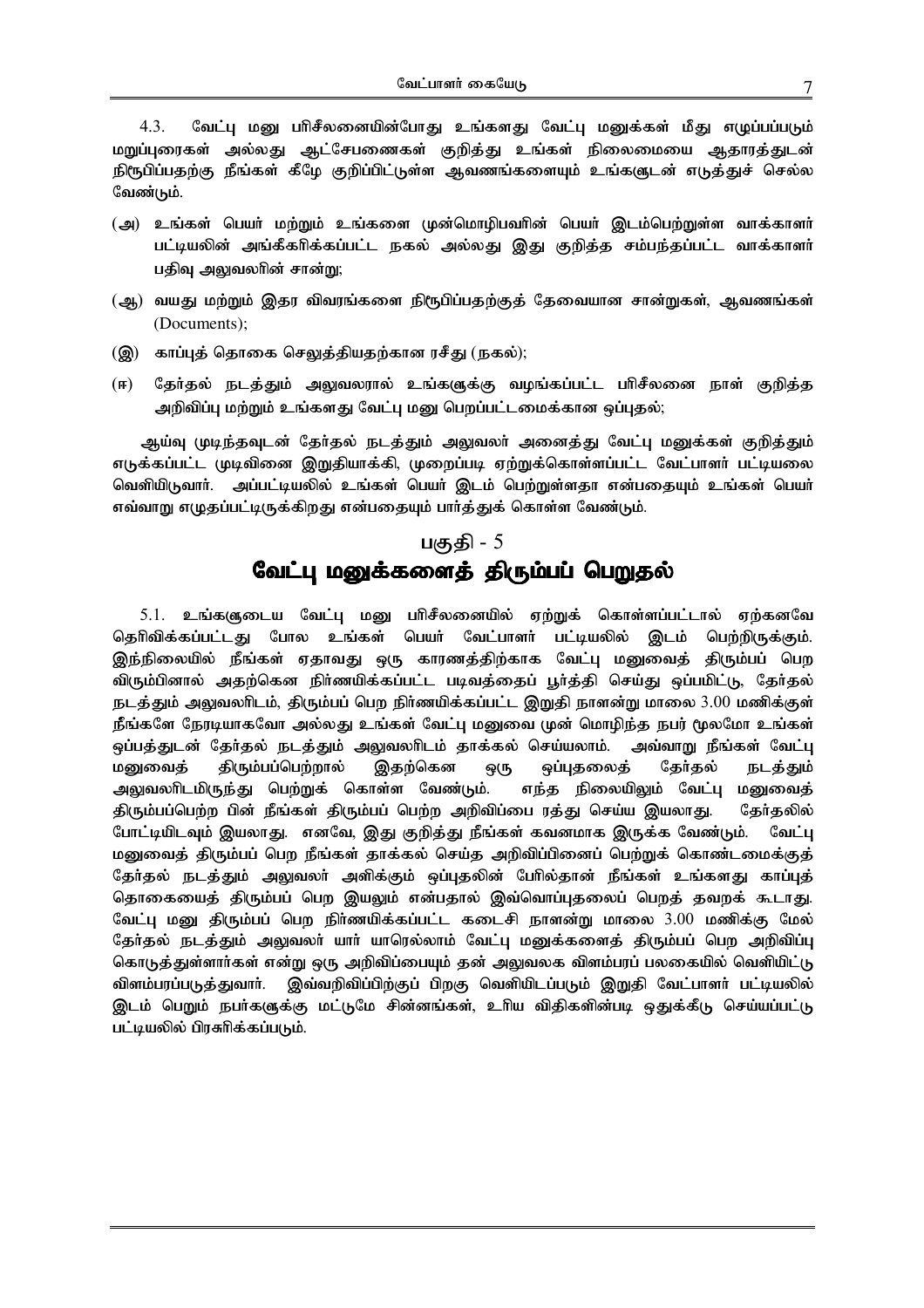4.3. வேட்பு மனு பரிசீலனையின்போது உங்களது வேட்பு மனுக்கள் மீது எழுப்பப்படும் மறுப்புரைகள் அல்லது ஆட்சேபணைகள் குறித்து உங்கள் நிலைமையை ஆதாரத்துடன் நிரூபிப்பதற்கு நீங்கள் கீழே குறிப்பிட்டுள்ள ஆவணங்களையும் உங்களுடன் எடுத்துச் செல்ல வேண்டும்.

(அ) உங்கள் பெயர் மற்றும் உங்களை முன்மொழிபவரின் பெயர் இடம்பெற்றுள்ள வாக்காளர் பட்டியலின் அங்கீகரிக்கப்பட்ட நகல் அல்லது இது குறித்த சம்பந்தப்பட்ட வாக்காளர் பதிவு அலுவலரின் சான்று;

(ஆ) வயது மற்றும் இதர விவரங்களை நிரூபிப்பதற்குத் தேவையான சான்றுகள், ஆவணங்கள் (Documents);

(இ) காப்புத் தொகை செலுத்தியதற்கான ரசீது (நகல்);

(ஈ) தேர்தல் நடத்தும் அலுவலரால் உங்களுக்கு வழங்கப்பட்ட பரிசீலனை நாள் குறித்த அறிவிப்பு மற்றும் உங்களது வேட்பு மனு பெறப்பட்டமைக்கான ஒப்புதல்;

ஆய்வு முடிந்தவுடன் தேர்தல் நடத்தும் அலுவலர் அனைத்து வேட்பு மனுக்கள் குறித்தும் எடுக்கப்பட்ட முடிவினை இறுதியாக்கி, முறைப்படி ஏற்றுக்கொள்ளப்பட்ட வேட்பாளர் பட்டியலை வெளியிடுவார். அப்பட்டியலில் உங்கள் பெயர் இடம் பெற்றுள்ளதா என்பதையும் உங்கள் பெயர் எவ்வாறு எழுதப்பட்டிருக்கிறது என்பதையும் பார்த்துக் கொள்ள வேண்டும்.

## பகுதி - 5
# வேட்பு மனுக்களைத் திரும்பப் பெறுதல்

5.1. உங்களுடைய வேட்பு மனு பரிசீலனையில் ஏற்றுக் கொள்ளப்பட்டால் ஏற்கனவே தெரிவிக்கப்பட்டது போல உங்கள் பெயர் வேட்பாளர் பட்டியலில் இடம் பெற்றிருக்கும். இந்நிலையில் நீங்கள் ஏதாவது ஒரு காரணத்திற்காக வேட்பு மனுவைத் திரும்பப் பெற விரும்பினால் அதற்கென நிர்ணயிக்கப்பட்ட படிவத்தைப் பூர்த்தி செய்து ஒப்பமிட்டு, தேர்தல் நடத்தும் அலுவலரிடம், திரும்பப் பெற நிர்ணயிக்கப்பட்ட இறுதி நாளன்று மாலை 3.00 மணிக்குள் நீங்களே நேரடியாகவோ அல்லது உங்கள் வேட்பு மனுவை முன் மொழிந்த நபர் மூலமோ உங்கள் ஒப்பத்துடன் தேர்தல் நடத்தும் அலுவலரிடம் தாக்கல் செய்யலாம். அவ்வாறு நீங்கள் வேட்பு மனுவைத் திரும்பப்பெற்றால் இதற்கென ஒரு ஒப்புதலைத் தேர்தல் நடத்தும் அலுவலரிடமிருந்து பெற்றுக் கொள்ள வேண்டும். எந்த நிலையிலும் வேட்பு மனுவைத் திரும்பப்பெற்ற பின் நீங்கள் திரும்பப் பெற்ற அறிவிப்பை ரத்து செய்ய இயலாது. தேர்தலில் போட்டியிடவும் இயலாது. எனவே, இது குறித்து நீங்கள் கவனமாக இருக்க வேண்டும். வேட்பு மனுவைத் திரும்பப் பெற நீங்கள் தாக்கல் செய்த அறிவிப்பினைப் பெற்றுக் கொண்டமைக்குத் தேர்தல் நடத்தும் அலுவலர் அளிக்கும் ஒப்புதலின் பேரில்தான் நீங்கள் உங்களது காப்புத் தொகையைத் திரும்பப் பெற இயலும் என்பதால் இவ்வொப்புதலைப் பெறத் தவறக் கூடாது. வேட்பு மனு திரும்பப் பெற நிர்ணயிக்கப்பட்ட கடைசி நாளன்று மாலை 3.00 மணிக்கு மேல் தேர்தல் நடத்தும் அலுவலர் யார் யாரெல்லாம் வேட்பு மனுக்களைத் திரும்பப் பெற அறிவிப்பு கொடுத்துள்ளார்கள் என்று ஒரு அறிவிப்பையும் தன் அலுவலக விளம்பரப் பலகையில் வெளியிட்டு விளம்பரப்படுத்துவார். இவ்வறிவிப்பிற்குப் பிறகு வெளியிடப்படும் இறுதி வேட்பாளர் பட்டியலில் இடம் பெறும் நபர்களுக்கு மட்டுமே சின்னங்கள், உரிய விதிகளின்படி ஒதுக்கீடு செய்யப்பட்டு பட்டியலில் பிரசுரிக்கப்படும்.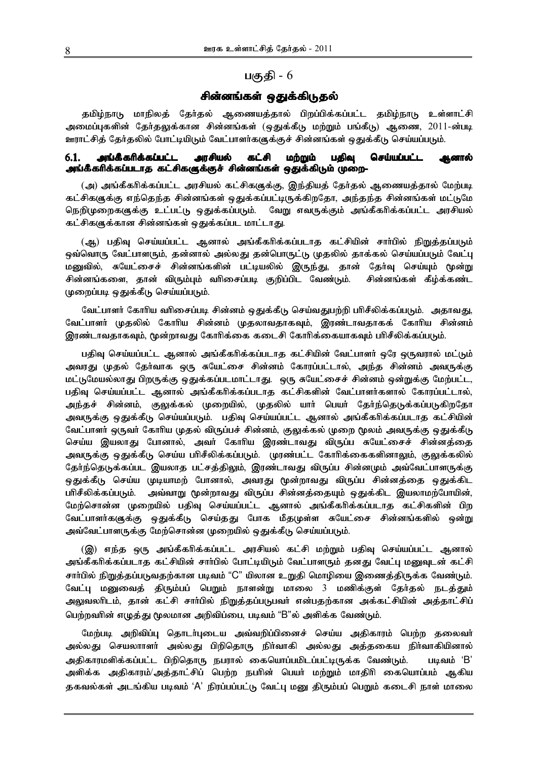# பகுதி - 6

## சின்னங்கள் ஒதுக்கிடுதல்

தமிழ்நாடு மாநிலத் தேர்தல் ஆணையத்தால் பிறப்பிக்கப்பட்ட தமிழ்நாடு உள்ளாட்சி அமைப்புகளின் தேர்தலுக்கான சின்னங்கள் (ஒதுக்கீடு மற்றும் பங்கீடு) ஆணை, 2011-ன்படி ஊராட்சித் தேர்தலில் போட்டியிடும் வேட்பாளர்களுக்குச் சின்னங்கள் ஒதுக்கீடு செய்யப்படும்.

### 6.1. அங்கீகரிக்கப்பட்ட அரசியல் கட்சி மற்றும் பதிவு செய்யப்பட்ட ஆனால் அங்கீகரிக்கப்படாத கட்சிகளுக்குச் சின்னங்கள் ஒதுக்கிடும் முறை-

(அ) அங்கீகரிக்கப்பட்ட அரசியல் கட்சிகளுக்கு, இந்தியத் தேர்தல் ஆணையத்தால் மேற்படி கட்சிகளுக்கு எந்தெந்த சின்னங்கள் ஒதுக்கப்பட்டிருக்கிறதோ, அந்தந்த சின்னங்கள் மட்டுமே நெறிமுறைகளுக்கு உட்பட்டு ஒதுக்கப்படும். வேறு எவருக்கும் அங்கீகரிக்கப்பட்ட அரசியல் கட்சிகளுக்கான சின்னங்கள் ஒதுக்கப்பட மாட்டாது.

(ஆ) பதிவு செய்யப்பட்ட ஆனால் அங்கீகரிக்கப்படாத கட்சியின் சார்பில் நிறுத்தப்படும் ஒவ்வொரு வேட்பாளரும், தன்னால் அல்லது தன்பொருட்டு முதலில் தாக்கல் செய்யப்படும் வேட்பு மனுவில், சுயேட்சைச் சின்னங்களின் பட்டியலில் இருந்து, தான் தேர்வு செய்யும் மூன்று சின்னங்களை, தான் விரும்பும் வரிசைப்படி குறிப்பிட வேண்டும். சின்னங்கள் கீழ்க்கண்ட முறைப்படி ஒதுக்கீடு செய்யப்படும்.

வேட்பாளர் கோரிய வரிசைப்படி சின்னம் ஒதுக்கீடு செய்வதுபற்றி பரிசீலிக்கப்படும். அதாவது, வேட்பாளர் முதலில் கோரிய சின்னம் முதலாவதாகவும், இரண்டாவதாகக் கோரிய சின்னம் இரண்டாவதாகவும், மூன்றாவது கோரிக்கை கடைசி கோரிக்கையாகவும் பரிசீலிக்கப்படும்.

பதிவு செய்யப்பட்ட ஆனால் அங்கீகரிக்கப்படாத கட்சியின் வேட்பாளர் ஒரே ஒருவரால் மட்டும் அவரது முதல் தேர்வாக ஒரு சுயேட்சை சின்னம் கோரப்பட்டால், அந்த சின்னம் அவருக்கு மட்டுமேயல்லாது பிறருக்கு ஒதுக்கப்படமாட்டாது. ஒரு சுயேட்சைச் சின்னம் ஒன்றுக்கு மேற்பட்ட, பதிவு செய்யப்பட்ட ஆனால் அங்கீகரிக்கப்படாத கட்சிகளின் வேட்பாளர்களால் கோரப்பட்டால், அந்தச் சின்னம், குலுக்கல் முறையில், முதலில் யார் பெயர் தேர்ந்தெடுக்கப்படுகிறதோ அவருக்கு ஒதுக்கீடு செய்யப்படும். பதிவு செய்யப்பட்ட ஆனால் அங்கீகரிக்கப்படாத கட்சியின் வேட்பாளர் ஒருவர் கோரிய முதல் விருப்பச் சின்னம், குலுக்கல் முறை மூலம் அவருக்கு ஒதுக்கீடு செய்ய இயலாது போனால், அவர் கோரிய இரண்டாவது விருப்ப சுயேட்சைச் சின்னத்தை அவருக்கு ஒதுக்கீடு செய்ய பரிசீலிக்கப்படும். முரண்பட்ட கோரிக்கைகளினாலும், குலுக்கலில் தேர்ந்தெடுக்கப்பட இயலாத பட்சத்திலும், இரண்டாவது விருப்ப சின்னமும் அவ்வேட்பாளருக்கு ஒதுக்கீடு செய்ய முடியாமற் போனால், அவரது மூன்றாவது விருப்ப சின்னத்தை ஒதுக்கிட பரிசீலிக்கப்படும். அவ்வாறு மூன்றாவது விருப்ப சின்னத்தையும் ஒதுக்கிட இயலாமற்போயின், மேற்சொன்ன முறையில் பதிவு செய்யப்பட்ட ஆனால் அங்கீகரிக்கப்படாத கட்சிகளின் பிற வேட்பாளர்களுக்கு ஒதுக்கீடு செய்தது போக மீதமுள்ள சுயேட்சை சின்னங்களில் ஒன்று அவ்வேட்பாளருக்கு மேற்சொன்ன முறையில் ஒதுக்கீடு செய்யப்படும்.

(இ) எந்த ஒரு அங்கீகரிக்கப்பட்ட அரசியல் கட்சி மற்றும் பதிவு செய்யப்பட்ட ஆனால் அங்கீகரிக்கப்படாத கட்சியின் சார்பில் போட்டியிடும் வேட்பாளரும் தனது வேட்பு மனுவுடன் கட்சி சார்பில் நிறுத்தப்படுவதற்கான படிவம் "C" யிலான உறுதி மொழியை இணைத்திருக்க வேண்டும். வேட்பு மனுவைத் திரும்பப் பெறும் நாளன்று மாலை 3 மணிக்குள் தேர்தல் நடத்தும் அலுவலரிடம், தான் கட்சி சார்பில் நிறுத்தப்படுபவர் என்பதற்கான அக்கட்சியின் அத்தாட்சிப் பெற்றவரின் எழுத்து மூலமான அறிவிப்பை, படிவம் "B"ல் அளிக்க வேண்டும்.

மேற்படி அறிவிப்பு தொடர்புடைய அவ்வறிப்பினைச் செய்ய அதிகாரம் பெற்ற தலைவர் அல்லது செயலாளர் அல்லது பிறிதொரு நிர்வாகி அல்லது அத்தகைய நிர்வாகியினால் அதிகாரமளிக்கப்பட்ட பிறிதொரு நபரால் கையொப்பமிடப்பட்டிருக்க வேண்டும். படிவம் 'B' அளிக்க அதிகாரம்/அத்தாட்சிப் பெற்ற நபரின் பெயர் மற்றும் மாதிரி கையொப்பம் ஆகிய தகவல்கள் அடங்கிய படிவம் 'A' நிரப்பப்பட்டு வேட்பு மனு திரும்பப் பெறும் கடைசி நாள் மாலை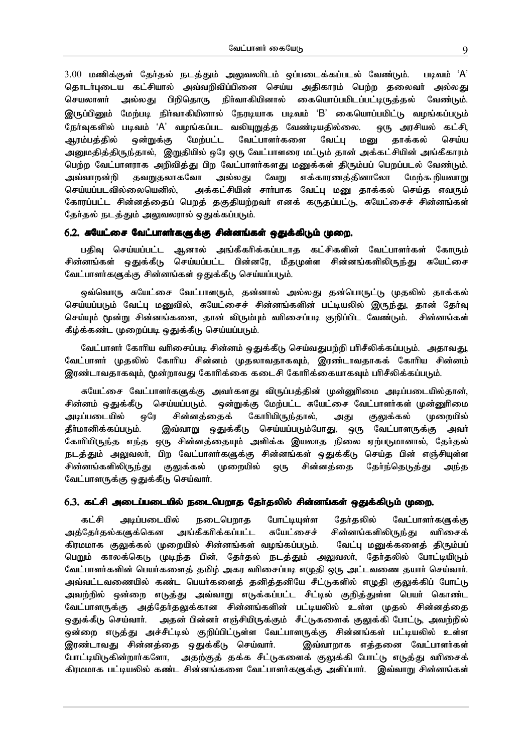3.00 மணிக்குள் தேர்தல் நடத்தும் அலுவலரிடம் ஒப்படைக்கப்படல் வேண்டும். படிவம் 'A' தொடர்புடைய கட்சியால் அவ்வறிவிப்பினை செய்ய அதிகாரம் பெற்ற தலைவர் அல்லது செயலாளர் அல்லது பிறிதொரு நிர்வாகியினால் கையொப்பமிடப்பட்டிருத்தல் வேண்டும். இருப்பினும் மேற்படி நிர்வாகியினால் நேரடியாக படிவம் 'B' கையொப்பமிட்டு வழங்கப்படும் நேர்வுகளில் படிவம் 'A' வழங்கப்பட வலியுறுத்த வேண்டியதில்லை. ஒரு அரசியல் கட்சி, ஆரம்பத்தில் ஒன்றுக்கு மேற்பட்ட வேட்பாளர்களை வேட்பு மனு தாக்கல் செய்ய அனுமதித்திருந்தால், இறுதியில் ஒரே ஒரு வேட்பாளரை மட்டும் தான் அக்கட்சியின் அங்கீகாரம் பெற்ற வேட்பாளராக அறிவித்து பிற வேட்பாளர்களது மனுக்கள் திரும்பப் பெறப்படல் வேண்டும். அவ்வாறன்றி தவறுதலாகவோ அல்லது வேறு எக்காரணத்தினாலோ மேற்கூறியவாறு செய்யப்படவில்லையெனில், அக்கட்சியின் சார்பாக வேட்பு மனு தாக்கல் செய்த எவரும் கோரப்பட்ட சின்னத்தைப் பெறத் தகுதியற்றவர் எனக் கருதப்பட்டு, சுயேட்சைச் சின்னங்கள் தேர்தல் நடத்தும் அலுவலரால் ஒதுக்கப்படும்.

### 6.2. சுயேட்சை வேட்பாளர்களுக்கு சின்னங்கள் ஒதுக்கிடும் முறை.

பதிவு செய்யப்பட்ட ஆனால் அங்கீகரிக்கப்படாத கட்சிகளின் வேட்பாளர்கள் கோரும் சின்னங்கள் ஒதுக்கீடு செய்யப்பட்ட பின்னரே, மீதமுள்ள சின்னங்களிலிருந்து சுயேட்சை வேட்பாளர்களுக்கு சின்னங்கள் ஒதுக்கீடு செய்யப்படும்.

ஒவ்வொரு சுயேட்சை வேட்பாளரும், தன்னால் அல்லது தன்பொருட்டு முதலில் தாக்கல் செய்யப்படும் வேட்பு மனுவில், சுயேட்சைச் சின்னங்களின் பட்டியலில் இருந்து, தான் தேர்வு செய்யும் மூன்று சின்னங்களை, தான் விரும்பும் வரிசைப்படி குறிப்பிட வேண்டும். சின்னங்கள் கீழ்க்கண்ட முறைப்படி ஒதுக்கீடு செய்யப்படும்.

வேட்பாளர் கோரிய வரிசைப்படி சின்னம் ஒதுக்கீடு செய்வதுபற்றி பரிசீலிக்கப்படும். அதாவது, வேட்பாளர் முதலில் கோரிய சின்னம் முதலாவதாகவும், இரண்டாவதாகக் கோரிய சின்னம் இரண்டாவதாகவும், மூன்றாவது கோரிக்கை கடைசி கோரிக்கையாகவும் பரிசீலிக்கப்படும்.

சுயேட்சை வேட்பாளர்களுக்கு அவர்களது விருப்பத்தின் முன்னுரிமை அடிப்படையில்தான், சின்னம் ஒதுக்கீடு செய்யப்படும். ஒன்றுக்கு மேற்பட்ட சுயேட்சை வேட்பாளர்கள் முன்னுரிமை அடிப்படையில் ஒரே சின்னத்தைக் கோரியிருந்தால், அது குலுக்கல் முறையில் தீர்மானிக்கப்படும். இவ்வாறு ஒதுக்கீடு செய்யப்படும்போது, ஒரு வேட்பாளருக்கு அவர் கோரியிருந்த எந்த ஒரு சின்னத்தையும் அளிக்க இயலாத நிலை ஏற்படுமானால், தேர்தல் நடத்தும் அலுவலர், பிற வேட்பாளர்களுக்கு சின்னங்கள் ஒதுக்கீடு செய்த பின் எஞ்சியுள்ள சின்னங்களிலிருந்து குலுக்கல் முறையில் ஒரு சின்னத்தை தேர்ந்தெடுத்து அந்த வேட்பாளருக்கு ஒதுக்கீடு செய்வார்.

### 6.3. கட்சி அடைப்படையில் நடைபெறாத தேர்தலில் சின்னங்கள் ஒதுக்கிடும் முறை.

கட்சி அடிப்படையில் நடைபெறாத போட்டியுள்ள தேர்தலில் வேட்பாளர்களுக்கு அத்தேர்தல்களுக்கென அங்கீகரிக்கப்பட்ட சுயேட்சைச் சின்னங்களிலிருந்து வரிசைக் கிரமமாக குலுக்கல் முறையில் சின்னங்கள் வழங்கப்படும். வேட்பு மனுக்களைத் திரும்பப் பெறும் காலக்கெடு முடிந்த பின், தேர்தல் நடத்தும் அலுவலர், தேர்தலில் போட்டியிடும் வேட்பாளர்களின் பெயர்களைத் தமிழ் அகர வரிசைப்படி எழுதி ஒரு அட்டவணை தயார் செய்வார். அவ்வட்டவணையில் கண்ட பெயர்களைத் தனித்தனியே சீட்டுகளில் எழுதி குலுக்கிப் போட்டு அவற்றில் ஒன்றை எடுத்து அவ்வாறு எடுக்கப்பட்ட சீட்டில் குறித்துள்ள பெயர் கொண்ட வேட்பாளருக்கு அத்தேர்தலுக்கான சின்னங்களின் பட்டியலில் உள்ள முதல் சின்னத்தை ஒதுக்கீடு செய்வார். அதன் பின்னர் எஞ்சியிருக்கும் சீட்டுகளைக் குலுக்கி போட்டு, அவற்றில் ஒன்றை எடுத்து அச்சீட்டில் குறிப்பிட்டுள்ள வேட்பாளருக்கு சின்னங்கள் பட்டியலில் உள்ள இரண்டாவது சின்னத்தை ஒதுக்கீடு செய்வார். இவ்வாறாக எத்தனை வேட்பாளர்கள் போட்டியிடுகின்றார்களோ, அதற்குத் தக்க சீட்டுகளைக் குலுக்கி போட்டு எடுத்து வரிசைக் கிரமமாக பட்டியலில் கண்ட சின்னங்களை வேட்பாளர்களுக்கு அளிப்பார். இவ்வாறு சின்னங்கள்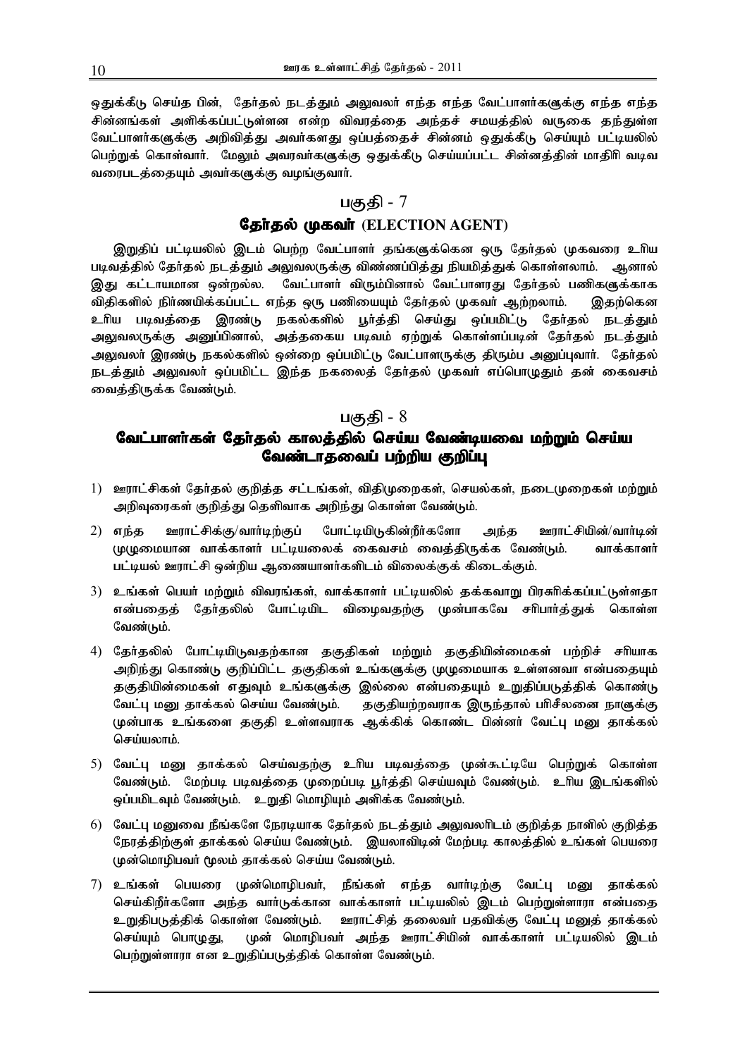ஒதுக்கீடு செய்த பின், தேர்தல் நடத்தும் அலுவலர் எந்த எந்த வேட்பாளர்களுக்கு எந்த எந்த சின்னங்கள் அளிக்கப்பட்டுள்ளன என்ற விவரத்தை அந்தச் சமயத்தில் வருகை தந்துள்ள வேட்பாளர்களுக்கு அறிவித்து அவர்களது ஒப்பத்தைச் சின்னம் ஒதுக்கீடு செய்யும் பட்டியலில் பெற்றுக் கொள்வார். மேலும் அவரவர்களுக்கு ஒதுக்கீடு செய்யப்பட்ட சின்னத்தின் மாதிரி வடிவ வரைபடத்தையும் அவர்களுக்கு வழங்குவார்.

## பகுதி - 7

## தேர்தல் முகவர் (ELECTION AGENT)

இறுதிப் பட்டியலில் இடம் பெற்ற வேட்பாளர் தங்களுக்கென ஒரு தேர்தல் முகவரை உரிய படிவத்தில் தேர்தல் நடத்தும் அலுவலருக்கு விண்ணப்பித்து நியமித்துக் கொள்ளலாம். ஆனால் இது கட்டாயமான ஒன்றல்ல. வேட்பாளர் விரும்பினால் வேட்பாளரது தேர்தல் பணிகளுக்காக விதிகளில் நிர்ணயிக்கப்பட்ட எந்த ஒரு பணியையும் தேர்தல் முகவர் ஆற்றலாம். இதற்கென உரிய படிவத்தை இரண்டு நகல்களில் பூர்த்தி செய்து ஒப்பமிட்டு தேர்தல் நடத்தும் அலுவலருக்கு அனுப்பினால், அத்தகைய படிவம் ஏற்றுக் கொள்ளப்படின் தேர்தல் நடத்தும் அலுவலர் இரண்டு நகல்களில் ஒன்றை ஒப்பமிட்டு வேட்பாளருக்கு திரும்ப அனுப்புவார். தேர்தல் நடத்தும் அலுவலர் ஒப்பமிட்ட இந்த நகலைத் தேர்தல் முகவர் எப்பொழுதும் தன் கைவசம் வைத்திருக்க வேண்டும்.

## பகுதி - 8

## வேட்பாளர்கள் தேர்தல் காலத்தில் செய்ய வேண்டியவை மற்றும் செய்ய வேண்டாதவைப் பற்றிய குறிப்பு

1) ஊராட்சிகள் தேர்தல் குறித்த சட்டங்கள், விதிமுறைகள், செயல்கள், நடைமுறைகள் மற்றும் அறிவுரைகள் குறித்து தெளிவாக அறிந்து கொள்ள வேண்டும்.

2) எந்த ஊராட்சிக்கு/வார்டிற்குப் போட்டியிடுகின்றீர்களோ அந்த ஊராட்சியின்/வார்டின் முழுமையான வாக்காளர் பட்டியலைக் கைவசம் வைத்திருக்க வேண்டும். வாக்காளர் பட்டியல் ஊராட்சி ஒன்றிய ஆணையாளர்களிடம் விலைக்குக் கிடைக்கும்.

3) உங்கள் பெயர் மற்றும் விவரங்கள், வாக்காளர் பட்டியலில் தக்கவாறு பிரசுரிக்கப்பட்டுள்ளதா என்பதைத் தேர்தலில் போட்டியிட விழைவதற்கு முன்பாகவே சரிபார்த்துக் கொள்ள வேண்டும்.

4) தேர்தலில் போட்டியிடுவதற்கான தகுதிகள் மற்றும் தகுதியின்மைகள் பற்றிச் சரியாக அறிந்து கொண்டு குறிப்பிட்ட தகுதிகள் உங்களுக்கு முழுமையாக உள்ளனவா என்பதையும் தகுதியின்மைகள் எதுவும் உங்களுக்கு இல்லை என்பதையும் உறுதிப்படுத்திக் கொண்டு வேட்பு மனு தாக்கல் செய்ய வேண்டும். தகுதியற்றவராக இருந்தால் பரிசீலனை நாளுக்கு முன்பாக உங்களை தகுதி உள்ளவராக ஆக்கிக் கொண்ட பின்னர் வேட்பு மனு தாக்கல் செய்யலாம்.

5) வேட்பு மனு தாக்கல் செய்வதற்கு உரிய படிவத்தை முன்கூட்டியே பெற்றுக் கொள்ள வேண்டும். மேற்படி படிவத்தை முறைப்படி பூர்த்தி செய்யவும் வேண்டும். உரிய இடங்களில் ஒப்பமிடவும் வேண்டும். உறுதி மொழியும் அளிக்க வேண்டும்.

6) வேட்பு மனுவை நீங்களே நேரடியாக தேர்தல் நடத்தும் அலுவலரிடம் குறித்த நாளில் குறித்த நேரத்திற்குள் தாக்கல் செய்ய வேண்டும். இயலாவிடின் மேற்படி காலத்தில் உங்கள் பெயரை முன்மொழிபவர் மூலம் தாக்கல் செய்ய வேண்டும்.

7) உங்கள் பெயரை முன்மொழிபவர், நீங்கள் எந்த வார்டிற்கு வேட்பு மனு தாக்கல் செய்கிறீர்களோ அந்த வார்டுக்கான வாக்காளர் பட்டியலில் இடம் பெற்றுள்ளாரா என்பதை உறுதிபடுத்திக் கொள்ள வேண்டும். ஊராட்சித் தலைவர் பதவிக்கு வேட்பு மனுத் தாக்கல் செய்யும் பொழுது, முன் மொழிபவர் அந்த ஊராட்சியின் வாக்காளர் பட்டியலில் இடம் பெற்றுள்ளாரா என உறுதிப்படுத்திக் கொள்ள வேண்டும்.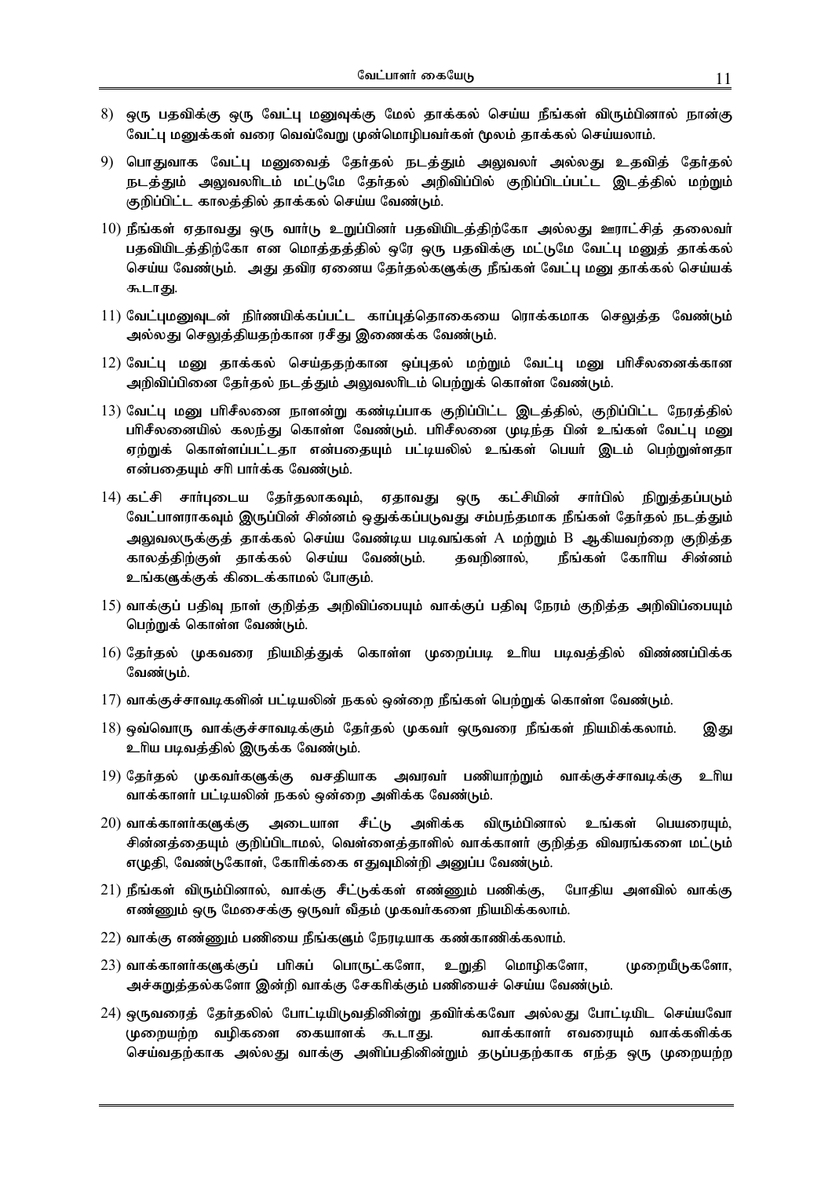8) ஒரு பதவிக்கு ஒரு வேட்பு மனுவுக்கு மேல் தாக்கல் செய்ய நீங்கள் விரும்பினால் நான்கு வேட்பு மனுக்கள் வரை வெவ்வேறு முன்மொழிபவர்கள் மூலம் தாக்கல் செய்யலாம்.

9) பொதுவாக வேட்பு மனுவைத் தேர்தல் நடத்தும் அலுவலர் அல்லது உதவித் தேர்தல் நடத்தும் அலுவலரிடம் மட்டுமே தேர்தல் அறிவிப்பில் குறிப்பிடப்பட்ட இடத்தில் மற்றும் குறிப்பிட்ட காலத்தில் தாக்கல் செய்ய வேண்டும்.

10) நீங்கள் ஏதாவது ஒரு வார்டு உறுப்பினர் பதவியிடத்திற்கோ அல்லது ஊராட்சித் தலைவர் பதவியிடத்திற்கோ என மொத்தத்தில் ஒரே ஒரு பதவிக்கு மட்டுமே வேட்பு மனுத் தாக்கல் செய்ய வேண்டும். அது தவிர ஏனைய தேர்தல்களுக்கு நீங்கள் வேட்பு மனு தாக்கல் செய்யக் கூடாது.

11) வேட்புமனுவுடன் நிர்ணயிக்கப்பட்ட காப்புத்தொகையை ரொக்கமாக செலுத்த வேண்டும் அல்லது செலுத்தியதற்கான ரசீது இணைக்க வேண்டும்.

12) வேட்பு மனு தாக்கல் செய்ததற்கான ஒப்புதல் மற்றும் வேட்பு மனு பரிசீலனைக்கான அறிவிப்பினை தேர்தல் நடத்தும் அலுவலரிடம் பெற்றுக் கொள்ள வேண்டும்.

13) வேட்பு மனு பரிசீலனை நாளன்று கண்டிப்பாக குறிப்பிட்ட இடத்தில், குறிப்பிட்ட நேரத்தில் பரிசீலனையில் கலந்து கொள்ள வேண்டும். பரிசீலனை முடிந்த பின் உங்கள் வேட்பு மனு ஏற்றுக் கொள்ளப்பட்டதா என்பதையும் பட்டியலில் உங்கள் பெயர் இடம் பெற்றுள்ளதா என்பதையும் சரி பார்க்க வேண்டும்.

14) கட்சி சார்புடைய தேர்தலாகவும், ஏதாவது ஒரு கட்சியின் சார்பில் நிறுத்தப்படும் வேட்பாளராகவும் இருப்பின் சின்னம் ஒதுக்கப்படுவது சம்பந்தமாக நீங்கள் தேர்தல் நடத்தும் அலுவலருக்குத் தாக்கல் செய்ய வேண்டிய படிவங்கள் A மற்றும் B ஆகியவற்றை குறித்த காலத்திற்குள் தாக்கல் செய்ய வேண்டும். தவறினால், நீங்கள் கோரிய சின்னம் உங்களுக்குக் கிடைக்காமல் போகும்.

15) வாக்குப் பதிவு நாள் குறித்த அறிவிப்பையும் வாக்குப் பதிவு நேரம் குறித்த அறிவிப்பையும் பெற்றுக் கொள்ள வேண்டும்.

16) தேர்தல் முகவரை நியமித்துக் கொள்ள முறைப்படி உரிய படிவத்தில் விண்ணப்பிக்க வேண்டும்.

17) வாக்குச்சாவடிகளின் பட்டியலின் நகல் ஒன்றை நீங்கள் பெற்றுக் கொள்ள வேண்டும்.

18) ஒவ்வொரு வாக்குச்சாவடிக்கும் தேர்தல் முகவர் ஒருவரை நீங்கள் நியமிக்கலாம். இது உரிய படிவத்தில் இருக்க வேண்டும்.

19) தேர்தல் முகவர்களுக்கு வசதியாக அவரவர் பணியாற்றும் வாக்குச்சாவடிக்கு உரிய வாக்காளர் பட்டியலின் நகல் ஒன்றை அளிக்க வேண்டும்.

20) வாக்காளர்களுக்கு அடையாள சீட்டு அளிக்க விரும்பினால் உங்கள் பெயரையும், சின்னத்தையும் குறிப்பிடாமல், வெள்ளைத்தாளில் வாக்காளர் குறித்த விவரங்களை மட்டும் எழுதி, வேண்டுகோள், கோரிக்கை எதுவுமின்றி அனுப்ப வேண்டும்.

21) நீங்கள் விரும்பினால், வாக்கு சீட்டுக்கள் எண்ணும் பணிக்கு, போதிய அளவில் வாக்கு எண்ணும் ஒரு மேசைக்கு ஒருவர் வீதம் முகவர்களை நியமிக்கலாம்.

22) வாக்கு எண்ணும் பணியை நீங்களும் நேரடியாக கண்காணிக்கலாம்.

23) வாக்காளர்களுக்குப் பரிசுப் பொருட்களோ, உறுதி மொழிகளோ, முறையீடுகளோ, அச்சுறுத்தல்களோ இன்றி வாக்கு சேகரிக்கும் பணியைச் செய்ய வேண்டும்.

24) ஒருவரைத் தேர்தலில் போட்டியிடுவதினின்று தவிர்க்கவோ அல்லது போட்டியிட செய்யவோ முறையற்ற வழிகளை கையாளக் கூடாது. வாக்காளர் எவரையும் வாக்களிக்க செய்வதற்காக அல்லது வாக்கு அளிப்பதினின்றும் தடுப்பதற்காக எந்த ஒரு முறையற்ற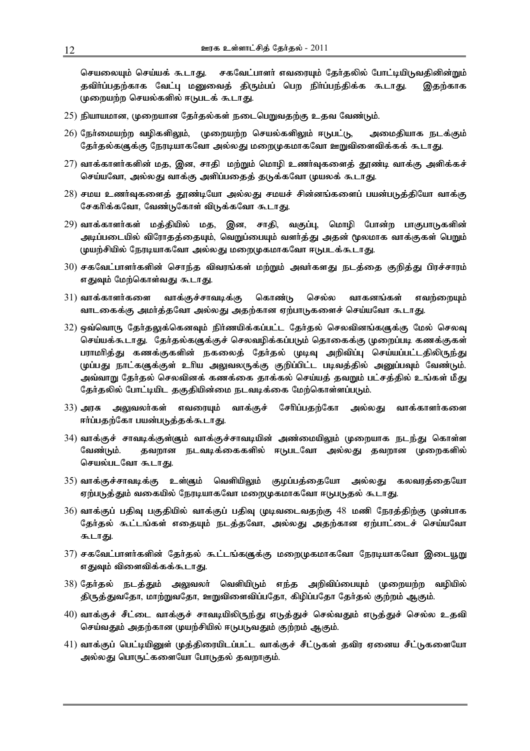செயலையும் செய்யக் கூடாது. சகவேட்பாளர் எவரையும் தேர்தலில் போட்டியிடுவதினின்றும் தவிர்ப்பதற்காக வேட்பு மனுவைத் திரும்பப் பெற நிர்ப்பந்திக்க கூடாது. இதற்காக முறையற்ற செயல்களில் ஈடுபடக் கூடாது.

25) நியாயமான, முறையான தேர்தல்கள் நடைபெறுவதற்கு உதவ வேண்டும்.

26) நேர்மையற்ற வழிகளிலும், முறையற்ற செயல்களிலும் ஈடுபட்டு, அமைதியாக நடக்கும் தேர்தல்களுக்கு நேரடியாகவோ அல்லது மறைமுகமாகவோ ஊறுவிளைவிக்கக் கூடாது.

27) வாக்காளர்களின் மத, இன, சாதி மற்றும் மொழி உணர்வுகளைத் தூண்டி வாக்கு அளிக்கச் செய்யவோ, அல்லது வாக்கு அளிப்பதைத் தடுக்கவோ முயலக் கூடாது.

28) சமய உணர்வுகளைத் தூண்டியோ அல்லது சமயச் சின்னங்களைப் பயன்படுத்தியோ வாக்கு சேகரிக்கவோ, வேண்டுகோள் விடுக்கவோ கூடாது.

29) வாக்காளர்கள் மத்தியில் மத, இன, சாதி, வகுப்பு, மொழி போன்ற பாகுபாடுகளின் அடிப்படையில் விரோதத்தையும், வெறுப்பையும் வளர்த்து அதன் மூலமாக வாக்குகள் பெறும் முயற்சியில் நேரடியாகவோ அல்லது மறைமுகமாகவோ ஈடுபடக்கூடாது.

30) சகவேட்பாளர்களின் சொந்த விவரங்கள் மற்றும் அவர்களது நடத்தை குறித்து பிரச்சாரம் எதுவும் மேற்கொள்வது கூடாது.

31) வாக்காளர்களை வாக்குச்சாவடிக்கு கொண்டு செல்ல வாகனங்கள் எவற்றையும் வாடகைக்கு அமர்த்தவோ அல்லது அதற்கான ஏற்பாடுகளைச் செய்யவோ கூடாது.

32) ஒவ்வொரு தேர்தலுக்கெனவும் நிர்ணயிக்கப்பட்ட தேர்தல் செலவினங்களுக்கு மேல் செலவு செய்யக்கூடாது. தேர்தல்களுக்குச் செலவழிக்கப்படும் தொகைக்கு முறைப்படி கணக்குகள் பராமரித்து கணக்குகளின் நகலைத் தேர்தல் முடிவு அறிவிப்பு செய்யப்பட்டதிலிருந்து முப்பது நாட்களுக்குள் உரிய அலுவலருக்கு குறிப்பிட்ட படிவத்தில் அனுப்பவும் வேண்டும். அவ்வாறு தேர்தல் செலவினக் கணக்கை தாக்கல் செய்யத் தவறும் பட்சத்தில் உங்கள் மீது தேர்தலில் போட்டியிட தகுதியின்மை நடவடிக்கை மேற்கொள்ளப்படும்.

33) அரசு அலுவலர்கள் எவரையும் வாக்குச் சேரிப்பதற்கோ அல்லது வாக்காளர்களை ஈர்ப்பதற்கோ பயன்படுத்தக்கூடாது.

34) வாக்குச் சாவடிக்குள்ளும் வாக்குச்சாவடியின் அண்மையிலும் முறையாக நடந்து கொள்ள வேண்டும். தவறான நடவடிக்கைகளில் ஈடுபடவோ அல்லது தவறான முறைகளில் செயல்படவோ கூடாது.

35) வாக்குச்சாவடிக்கு உள்ளும் வெளியிலும் குழப்பத்தையோ அல்லது கலவரத்தையோ ஏற்படுத்தும் வகையில் நேரடியாகவோ மறைமுகமாகவோ ஈடுபடுதல் கூடாது.

36) வாக்குப் பதிவு பகுதியில் வாக்குப் பதிவு முடிவடைவதற்கு 48 மணி நேரத்திற்கு முன்பாக தேர்தல் கூட்டங்கள் எதையும் நடத்தவோ, அல்லது அதற்கான ஏற்பாட்டைச் செய்யவோ கூடாது.

37) சகவேட்பாளர்களின் தேர்தல் கூட்டங்களுக்கு மறைமுகமாகவோ நேரடியாகவோ இடையூறு எதுவும் விளைவிக்கக்கூடாது.

38) தேர்தல் நடத்தும் அலுவலர் வெளியிடும் எந்த அறிவிப்பையும் முறையற்ற வழியில் திருத்துவதோ, மாற்றுவதோ, ஊறுவிளைவிப்பதோ, கிழிப்பதோ தேர்தல் குற்றம் ஆகும்.

40) வாக்குச் சீட்டை வாக்குச் சாவடியிலிருந்து எடுத்துச் செல்வதும் எடுத்துச் செல்ல உதவி செய்வதும் அதற்கான முயற்சியில் ஈடுபடுவதும் குற்றம் ஆகும்.

41) வாக்குப் பெட்டியினுள் முத்திரையிடப்பட்ட வாக்குச் சீட்டுகள் தவிர ஏனைய சீட்டுகளையோ அல்லது பொருட்களையோ போடுதல் தவறாகும்.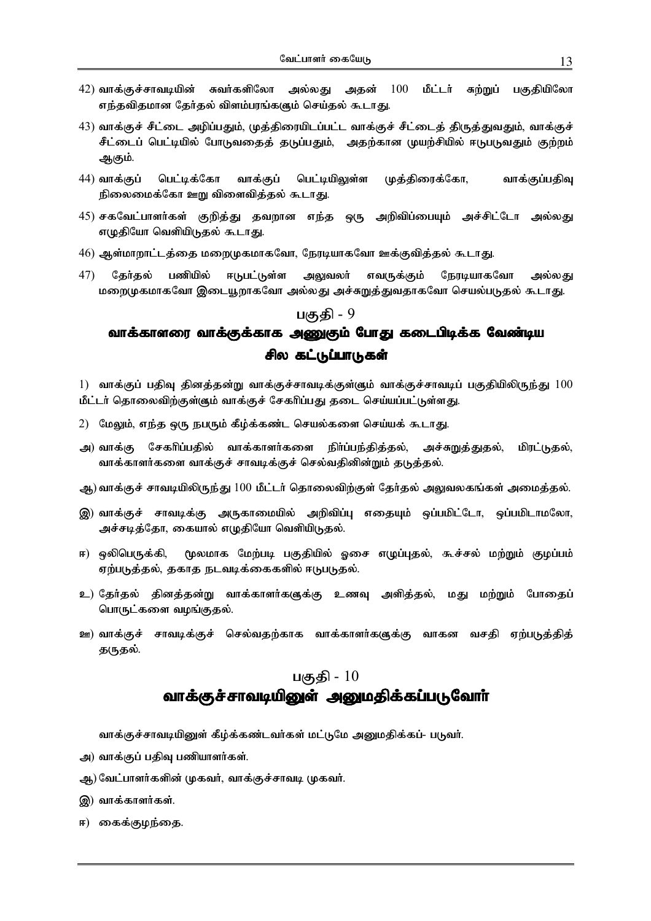42) வாக்குச்சாவடியின் சுவர்களிலோ அல்லது அதன் 100 மீட்டர் சுற்றுப் பகுதியிலோ எந்தவிதமான தேர்தல் விளம்பரங்களும் செய்தல் கூடாது.

43) வாக்குச் சீட்டை அழிப்பதும், முத்திரையிடப்பட்ட வாக்குச் சீட்டைத் திருத்துவதும், வாக்குச் சீட்டைப் பெட்டியில் போடுவதைத் தடுப்பதும், அதற்கான முயற்சியில் ஈடுபடுவதும் குற்றம் ஆகும்.

44) வாக்குப் பெட்டிக்கோ வாக்குப் பெட்டியிலுள்ள முத்திரைக்கோ, வாக்குப்பதிவு நிலைமைக்கோ ஊறு விளைவித்தல் கூடாது.

45) சகவேட்பாளர்கள் குறித்து தவறான எந்த ஒரு அறிவிப்பையும் அச்சிட்டோ அல்லது எழுதியோ வெளியிடுதல் கூடாது.

46) ஆள்மாறாட்டத்தை மறைமுகமாகவோ, நேரடியாகவோ ஊக்குவித்தல் கூடாது.

47) தேர்தல் பணியில் ஈடுபட்டுள்ள அலுவலர் எவருக்கும் நேரடியாகவோ அல்லது மறைமுகமாகவோ இடையூறாகவோ அல்லது அச்சுறுத்துவதாகவோ செயல்படுதல் கூடாது.

## பகுதி - 9

## வாக்காளரை வாக்குக்காக அணுகும் போது கடைபிடிக்க வேண்டிய சில கட்டுப்பாடுகள்

1) வாக்குப் பதிவு தினத்தன்று வாக்குச்சாவடிக்குள்ளும் வாக்குச்சாவடிப் பகுதியிலிருந்து 100 மீட்டர் தொலைவிற்குள்ளும் வாக்குச் சேகரிப்பது தடை செய்யப்பட்டுள்ளது.

2) மேலும், எந்த ஒரு நபரும் கீழ்க்கண்ட செயல்களை செய்யக் கூடாது.

அ) வாக்கு சேகரிப்பதில் வாக்காளர்களை நிர்ப்பந்தித்தல், அச்சுறுத்துதல், மிரட்டுதல், வாக்காளர்களை வாக்குச் சாவடிக்குச் செல்வதினின்றும் தடுத்தல்.

ஆ) வாக்குச் சாவடியிலிருந்து 100 மீட்டர் தொலைவிற்குள் தேர்தல் அலுவலகங்கள் அமைத்தல்.

இ) வாக்குச் சாவடிக்கு அருகாமையில் அறிவிப்பு எதையும் ஒப்பமிட்டோ, ஒப்பமிடாமலோ, அச்சடித்தோ, கையால் எழுதியோ வெளியிடுதல்.

ஈ) ஒலிபெருக்கி, மூலமாக மேற்படி பகுதியில் ஓசை எழுப்புதல், கூச்சல் மற்றும் குழப்பம் ஏற்படுத்தல், தகாத நடவடிக்கைகளில் ஈடுபடுதல்.

உ) தேர்தல் தினத்தன்று வாக்காளர்களுக்கு உணவு அளித்தல், மது மற்றும் போதைப் பொருட்களை வழங்குதல்.

ஊ) வாக்குச் சாவடிக்குச் செல்வதற்காக வாக்காளர்களுக்கு வாகன வசதி ஏற்படுத்தித் தருதல்.

## பகுதி - 10

## வாக்குச்சாவடியினுள் அனுமதிக்கப்படுவோர்

வாக்குச்சாவடியினுள் கீழ்க்கண்டவர்கள் மட்டுமே அனுமதிக்கப்- படுவர்.

அ) வாக்குப் பதிவு பணியாளர்கள்.

ஆ) வேட்பாளர்களின் முகவர், வாக்குச்சாவடி முகவர்.

இ) வாக்காளர்கள்.

ஈ) கைக்குழந்தை.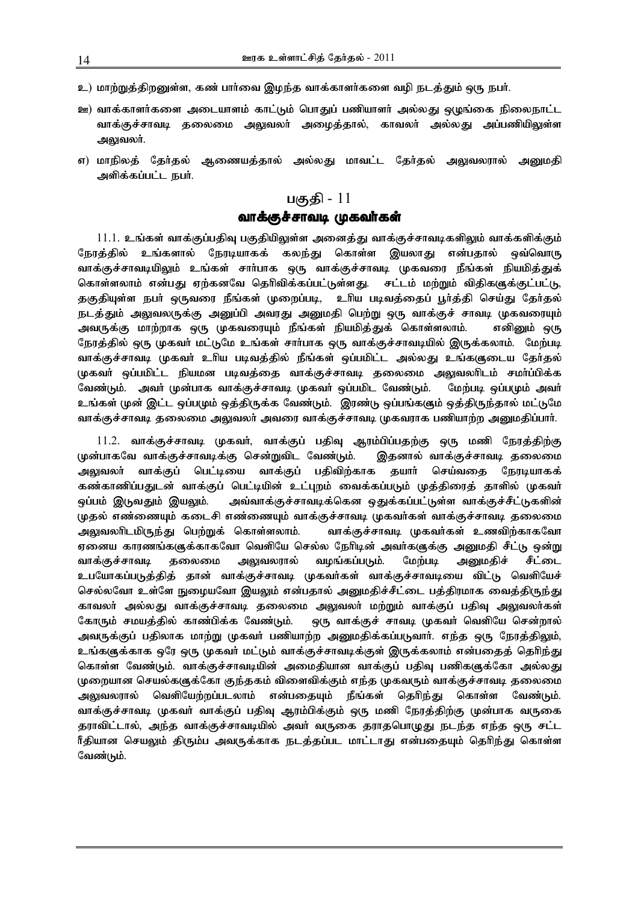உ) மாற்றுத்திறனுள்ள, கண் பார்வை இழந்த வாக்காளர்களை வழி நடத்தும் ஒரு நபர்.

ஊ) வாக்காளர்களை அடையாளம் காட்டும் பொதுப் பணியாளர் அல்லது ஒழுங்கை நிலைநாட்ட வாக்குச்சாவடி தலைமை அலுவலர் அழைத்தால், காவலர் அல்லது அப்பணியிலுள்ள அலுவலர்.

எ) மாநிலத் தேர்தல் ஆணையத்தால் அல்லது மாவட்ட தேர்தல் அலுவலரால் அனுமதி அளிக்கப்பட்ட நபர்.

## பகுதி - 11

## வாக்குச்சாவடி முகவர்கள்

11.1. உங்கள் வாக்குப்பதிவு பகுதியிலுள்ள அனைத்து வாக்குச்சாவடிகளிலும் வாக்களிக்கும் நேரத்தில் உங்களால் நேரடியாகக் கலந்து கொள்ள இயலாது என்பதால் ஒவ்வொரு வாக்குச்சாவடியிலும் உங்கள் சார்பாக ஒரு வாக்குச்சாவடி முகவரை நீங்கள் நியமித்துக் கொள்ளலாம் என்பது ஏற்கனவே தெரிவிக்கப்பட்டுள்ளது. சட்டம் மற்றும் விதிகளுக்குட்பட்டு, தகுதியுள்ள நபர் ஒருவரை நீங்கள் முறைப்படி, உரிய படிவத்தைப் பூர்த்தி செய்து தேர்தல் நடத்தும் அலுவலருக்கு அனுப்பி அவரது அனுமதி பெற்று ஒரு வாக்குச் சாவடி முகவரையும் அவருக்கு மாற்றாக ஒரு முகவரையும் நீங்கள் நியமித்துக் கொள்ளலாம். எனினும் ஒரு நேரத்தில் ஒரு முகவர் மட்டுமே உங்கள் சார்பாக ஒரு வாக்குச்சாவடியில் இருக்கலாம். மேற்படி வாக்குச்சாவடி முகவர் உரிய படிவத்தில் நீங்கள் ஒப்பமிட்ட அல்லது உங்களுடைய தேர்தல் முகவர் ஒப்பமிட்ட நியமன படிவத்தை வாக்குச்சாவடி தலைமை அலுவலரிடம் சமர்ப்பிக்க வேண்டும். அவர் முன்பாக வாக்குச்சாவடி முகவர் ஒப்பமிட வேண்டும். மேற்படி ஒப்பமும் அவர் உங்கள் முன் இட்ட ஒப்பமும் ஒத்திருக்க வேண்டும். இரண்டு ஒப்பங்களும் ஒத்திருந்தால் மட்டுமே வாக்குச்சாவடி தலைமை அலுவலர் அவரை வாக்குச்சாவடி முகவராக பணியாற்ற அனுமதிப்பார்.

11.2. வாக்குச்சாவடி முகவர், வாக்குப் பதிவு ஆரம்பிப்பதற்கு ஒரு மணி நேரத்திற்கு முன்பாகவே வாக்குச்சாவடிக்கு சென்றுவிட வேண்டும். இதனால் வாக்குச்சாவடி தலைமை அலுவலர் வாக்குப் பெட்டியை வாக்குப் பதிவிற்காக தயார் செய்வதை நேரடியாகக் கண்காணிப்பதுடன் வாக்குப் பெட்டியின் உட்புறம் வைக்கப்படும் முத்திரைத் தாளில் முகவர் ஒப்பம் இடுவதும் இயலும். அவ்வாக்குச்சாவடிக்கென ஒதுக்கப்பட்டுள்ள வாக்குச்சீட்டுகளின் முதல் எண்ணையும் கடைசி எண்ணையும் வாக்குச்சாவடி முகவர்கள் வாக்குச்சாவடி தலைமை அலுவலரிடமிருந்து பெற்றுக் கொள்ளலாம். வாக்குச்சாவடி முகவர்கள் உணவிற்காகவோ ஏனைய காரணங்களுக்காகவோ வெளியே செல்ல நேரிடின் அவர்களுக்கு அனுமதி சீட்டு ஒன்று வாக்குச்சாவடி தலைமை அலுவலரால் வழங்கப்படும். மேற்படி அனுமதிச் சீட்டை உபயோகப்படுத்தித் தான் வாக்குச்சாவடி முகவர்கள் வாக்குச்சாவடியை விட்டு வெளியேச் செல்லவோ உள்ளே நுழையவோ இயலும் என்பதால் அனுமதிச்சீட்டை பத்திரமாக வைத்திருந்து காவலர் அல்லது வாக்குச்சாவடி தலைமை அலுவலர் மற்றும் வாக்குப் பதிவு அலுவலர்கள் கோரும் சமயத்தில் காண்பிக்க வேண்டும். ஒரு வாக்குச் சாவடி முகவர் வெளியே சென்றால் அவருக்குப் பதிலாக மாற்று முகவர் பணியாற்ற அனுமதிக்கப்படுவார். எந்த ஒரு நேரத்திலும், உங்களுக்காக ஒரே ஒரு முகவர் மட்டும் வாக்குச்சாவடிக்குள் இருக்கலாம் என்பதைத் தெரிந்து கொள்ள வேண்டும். வாக்குச்சாவடியின் அமைதியான வாக்குப் பதிவு பணிகளுக்கோ அல்லது முறையான செயல்களுக்கோ குந்தகம் விளைவிக்கும் எந்த முகவரும் வாக்குச்சாவடி தலைமை அலுவலரால் வெளியேற்றப்படலாம் என்பதையும் நீங்கள் தெரிந்து கொள்ள வேண்டும். வாக்குச்சாவடி முகவர் வாக்குப் பதிவு ஆரம்பிக்கும் ஒரு மணி நேரத்திற்கு முன்பாக வருகை தராவிட்டால், அந்த வாக்குச்சாவடியில் அவர் வருகை தராதபொழுது நடந்த எந்த ஒரு சட்ட ரீதியான செயலும் திரும்ப அவருக்காக நடத்தப்பட மாட்டாது என்பதையும் தெரிந்து கொள்ள வேண்டும்.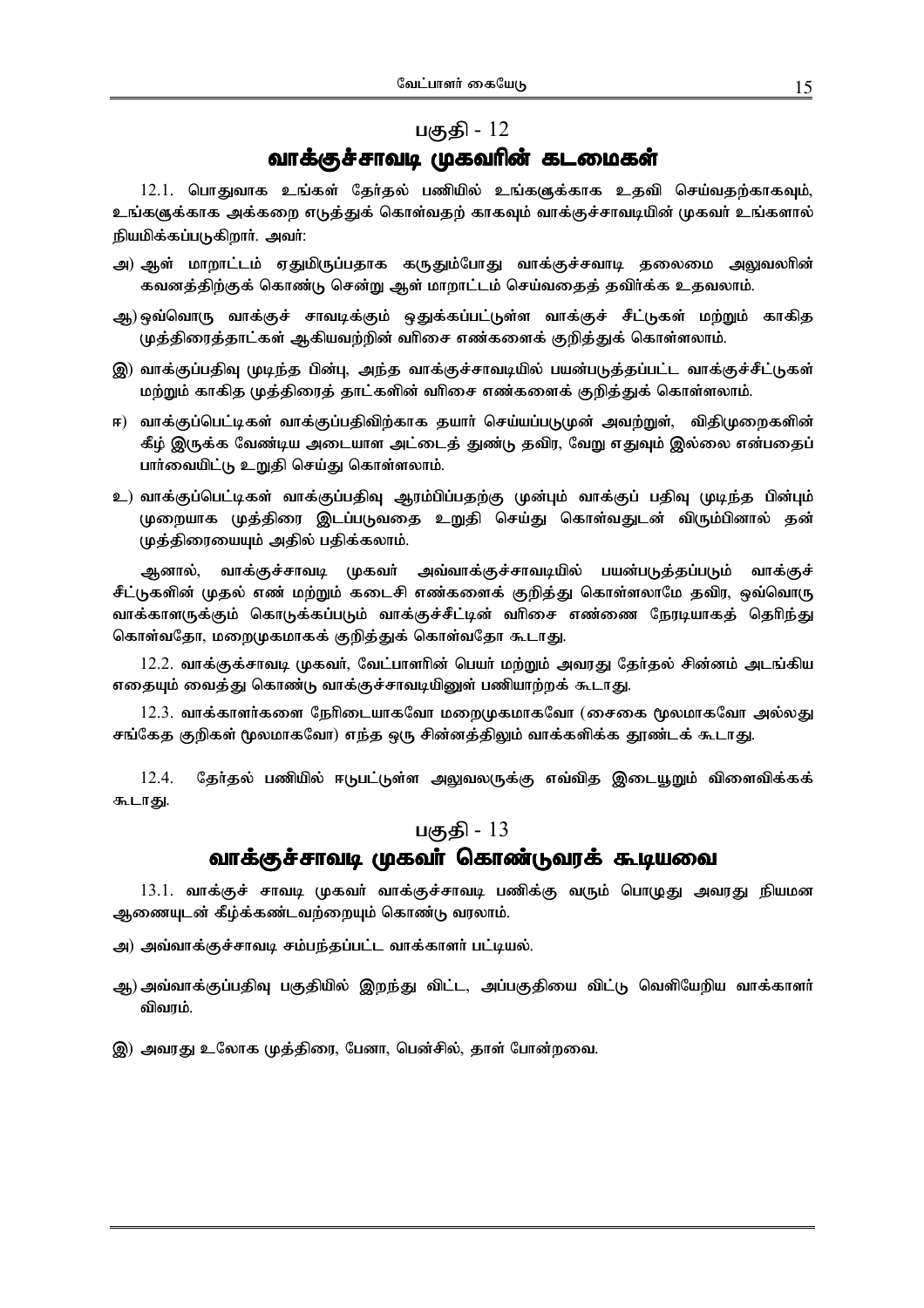## பகுதி - 12

## வாக்குச்சாவடி முகவரின் கடமைகள்

12.1. பொதுவாக உங்கள் தேர்தல் பணியில் உங்களுக்காக உதவி செய்வதற்காகவும், உங்களுக்காக அக்கறை எடுத்துக் கொள்வதற் காகவும் வாக்குச்சாவடியின் முகவர் உங்களால் நியமிக்கப்படுகிறார். அவர்:

அ) ஆள் மாறாட்டம் ஏதுமிருப்பதாக கருதும்போது வாக்குச்சவாடி தலைமை அலுவலரின் கவனத்திற்குக் கொண்டு சென்று ஆள் மாறாட்டம் செய்வதைத் தவிர்க்க உதவலாம்.

ஆ) ஒவ்வொரு வாக்குச் சாவடிக்கும் ஒதுக்கப்பட்டுள்ள வாக்குச் சீட்டுகள் மற்றும் காகித முத்திரைத்தாட்கள் ஆகியவற்றின் வரிசை எண்களைக் குறித்துக் கொள்ளலாம்.

இ) வாக்குப்பதிவு முடிந்த பின்பு, அந்த வாக்குச்சாவடியில் பயன்படுத்தப்பட்ட வாக்குச்சீட்டுகள் மற்றும் காகித முத்திரைத் தாட்களின் வரிசை எண்களைக் குறித்துக் கொள்ளலாம்.

ஈ) வாக்குப்பெட்டிகள் வாக்குப்பதிவிற்காக தயார் செய்யப்படுமுன் அவற்றுள், விதிமுறைகளின் கீழ் இருக்க வேண்டிய அடையாள அட்டைத் துண்டு தவிர, வேறு எதுவும் இல்லை என்பதைப் பார்வையிட்டு உறுதி செய்து கொள்ளலாம்.

உ) வாக்குப்பெட்டிகள் வாக்குப்பதிவு ஆரம்பிப்பதற்கு முன்பும் வாக்குப் பதிவு முடிந்த பின்பும் முறையாக முத்திரை இடப்படுவதை உறுதி செய்து கொள்வதுடன் விரும்பினால் தன் முத்திரையையும் அதில் பதிக்கலாம்.

ஆனால், வாக்குச்சாவடி முகவர் அவ்வாக்குச்சாவடியில் பயன்படுத்தப்படும் வாக்குச் சீட்டுகளின் முதல் எண் மற்றும் கடைசி எண்களைக் குறித்து கொள்ளலாமே தவிர, ஒவ்வொரு வாக்காளருக்கும் கொடுக்கப்படும் வாக்குச்சீட்டின் வரிசை எண்ணை நேரடியாகத் தெரிந்து கொள்வதோ, மறைமுகமாகக் குறித்துக் கொள்வதோ கூடாது.

12.2. வாக்குச்சாவடி முகவர், வேட்பாளரின் பெயர் மற்றும் அவரது தேர்தல் சின்னம் அடங்கிய எதையும் வைத்து கொண்டு வாக்குச்சாவடியினுள் பணியாற்றக் கூடாது.

12.3. வாக்காளர்களை நேரிடையாகவோ மறைமுகமாகவோ (சைகை மூலமாகவோ அல்லது சங்கேத குறிகள் மூலமாகவோ) எந்த ஒரு சின்னத்திலும் வாக்களிக்க தூண்டக் கூடாது.

12.4. தேர்தல் பணியில் ஈடுபட்டுள்ள அலுவலருக்கு எவ்வித இடையூறும் விளைவிக்கக் கூடாது.

## பகுதி - 13

## வாக்குச்சாவடி முகவர் கொண்டுவரக் கூடியவை

13.1. வாக்குச் சாவடி முகவர் வாக்குச்சாவடி பணிக்கு வரும் பொழுது அவரது நியமன ஆணையுடன் கீழ்க்கண்டவற்றையும் கொண்டு வரலாம்.

அ) அவ்வாக்குச்சாவடி சம்பந்தப்பட்ட வாக்காளர் பட்டியல்.

ஆ) அவ்வாக்குப்பதிவு பகுதியில் இறந்து விட்ட, அப்பகுதியை விட்டு வெளியேறிய வாக்காளர் விவரம்.

இ) அவரது உலோக முத்திரை, பேனா, பென்சில், தாள் போன்றவை.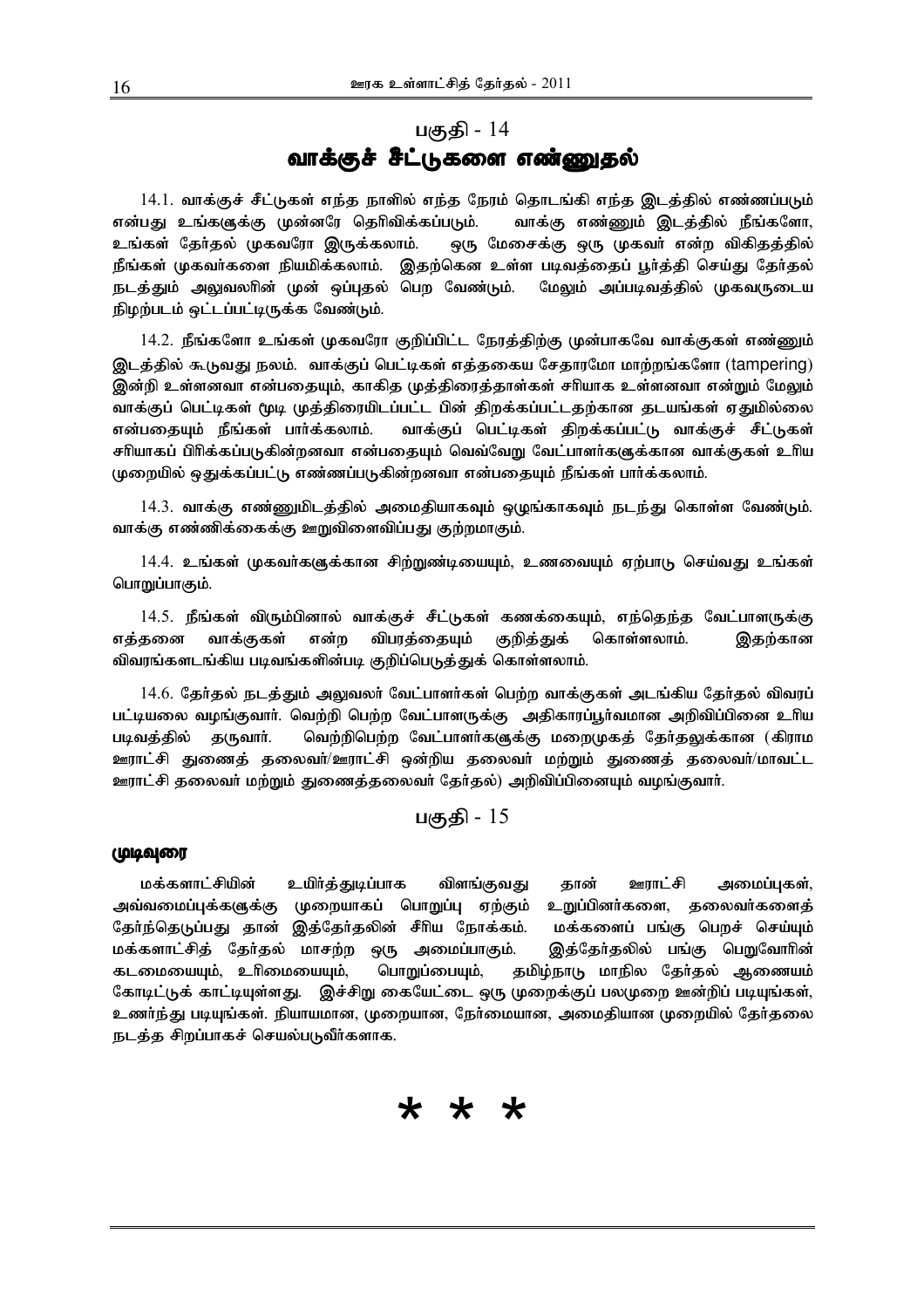## பகுதி - 14

## வாக்குச் சீட்டுகளை எண்ணுதல்

14.1. வாக்குச் சீட்டுகள் எந்த நாளில் எந்த நேரம் தொடங்கி எந்த இடத்தில் எண்ணப்படும் என்பது உங்களுக்கு முன்னரே தெரிவிக்கப்படும். வாக்கு எண்ணும் இடத்தில் நீங்களோ, உங்கள் தேர்தல் முகவரோ இருக்கலாம். ஒரு மேசைக்கு ஒரு முகவர் என்ற விகிதத்தில் நீங்கள் முகவர்களை நியமிக்கலாம். இதற்கென உள்ள படிவத்தைப் பூர்த்தி செய்து தேர்தல் நடத்தும் அலுவலரின் முன் ஒப்புதல் பெற வேண்டும். மேலும் அப்படிவத்தில் முகவருடைய நிழற்படம் ஒட்டப்பட்டிருக்க வேண்டும்.

14.2. நீங்களோ உங்கள் முகவரோ குறிப்பிட்ட நேரத்திற்கு முன்பாகவே வாக்குகள் எண்ணும் இடத்தில் கூடுவது நலம். வாக்குப் பெட்டிகள் எத்தகைய சேதாரமோ மாற்றங்களோ (tampering) இன்றி உள்ளனவா என்பதையும், காகித முத்திரைத்தாள்கள் சரியாக உள்ளனவா என்றும் மேலும் வாக்குப் பெட்டிகள் மூடி முத்திரையிடப்பட்ட பின் திறக்கப்பட்டதற்கான தடயங்கள் ஏதுமில்லை என்பதையும் நீங்கள் பார்க்கலாம். வாக்குப் பெட்டிகள் திறக்கப்பட்டு வாக்குச் சீட்டுகள் சரியாகப் பிரிக்கப்படுகின்றனவா என்பதையும் வெவ்வேறு வேட்பாளர்களுக்கான வாக்குகள் உரிய முறையில் ஒதுக்கப்பட்டு எண்ணப்படுகின்றனவா என்பதையும் நீங்கள் பார்க்கலாம்.

14.3. வாக்கு எண்ணுமிடத்தில் அமைதியாகவும் ஒழுங்காகவும் நடந்து கொள்ள வேண்டும். வாக்கு எண்ணிக்கைக்கு ஊறுவிளைவிப்பது குற்றமாகும்.

14.4. உங்கள் முகவர்களுக்கான சிற்றுண்டியையும், உணவையும் ஏற்பாடு செய்வது உங்கள் பொறுப்பாகும்.

14.5. நீங்கள் விரும்பினால் வாக்குச் சீட்டுகள் கணக்கையும், எந்தெந்த வேட்பாளருக்கு எத்தனை வாக்குகள் என்ற விபரத்தையும் குறித்துக் கொள்ளலாம். இதற்கான விவரங்களடங்கிய படிவங்களின்படி குறிப்பெடுத்துக் கொள்ளலாம்.

14.6. தேர்தல் நடத்தும் அலுவலர் வேட்பாளர்கள் பெற்ற வாக்குகள் அடங்கிய தேர்தல் விவரப் பட்டியலை வழங்குவார். வெற்றி பெற்ற வேட்பாளருக்கு அதிகாரப்பூர்வமான அறிவிப்பினை உரிய படிவத்தில் தருவார். வெற்றிபெற்ற வேட்பாளர்களுக்கு மறைமுகத் தேர்தலுக்கான (கிராம ஊராட்சி துணைத் தலைவர்/ஊராட்சி ஒன்றிய தலைவர் மற்றும் துணைத் தலைவர்/மாவட்ட ஊராட்சி தலைவர் மற்றும் துணைத்தலைவர் தேர்தல்) அறிவிப்பினையும் வழங்குவார்.

## பகுதி - 15

### முடிவுரை

மக்களாட்சியின் உயிர்த்துடிப்பாக விளங்குவது தான் ஊராட்சி அமைப்புகள், அவ்வமைப்புக்களுக்கு முறையாகப் பொறுப்பு ஏற்கும் உறுப்பினர்களை, தலைவர்களைத் தேர்ந்தெடுப்பது தான் இத்தேர்தலின் சீரிய நோக்கம். மக்களைப் பங்கு பெறச் செய்யும் மக்களாட்சித் தேர்தல் மாசற்ற ஒரு அமைப்பாகும். இத்தேர்தலில் பங்கு பெறுவோரின் கடமையையும், உரிமையையும், பொறுப்பையும், தமிழ்நாடு மாநில தேர்தல் ஆணையம் கோடிட்டுக் காட்டியுள்ளது. இச்சிறு கையேட்டை ஒரு முறைக்குப் பலமுறை ஊன்றிப் படியுங்கள், உணர்ந்து படியுங்கள். நியாயமான, முறையான, நேர்மையான, அமைதியான முறையில் தேர்தலை நடத்த சிறப்பாகச் செயல்படுவீர்களாக.

* * *